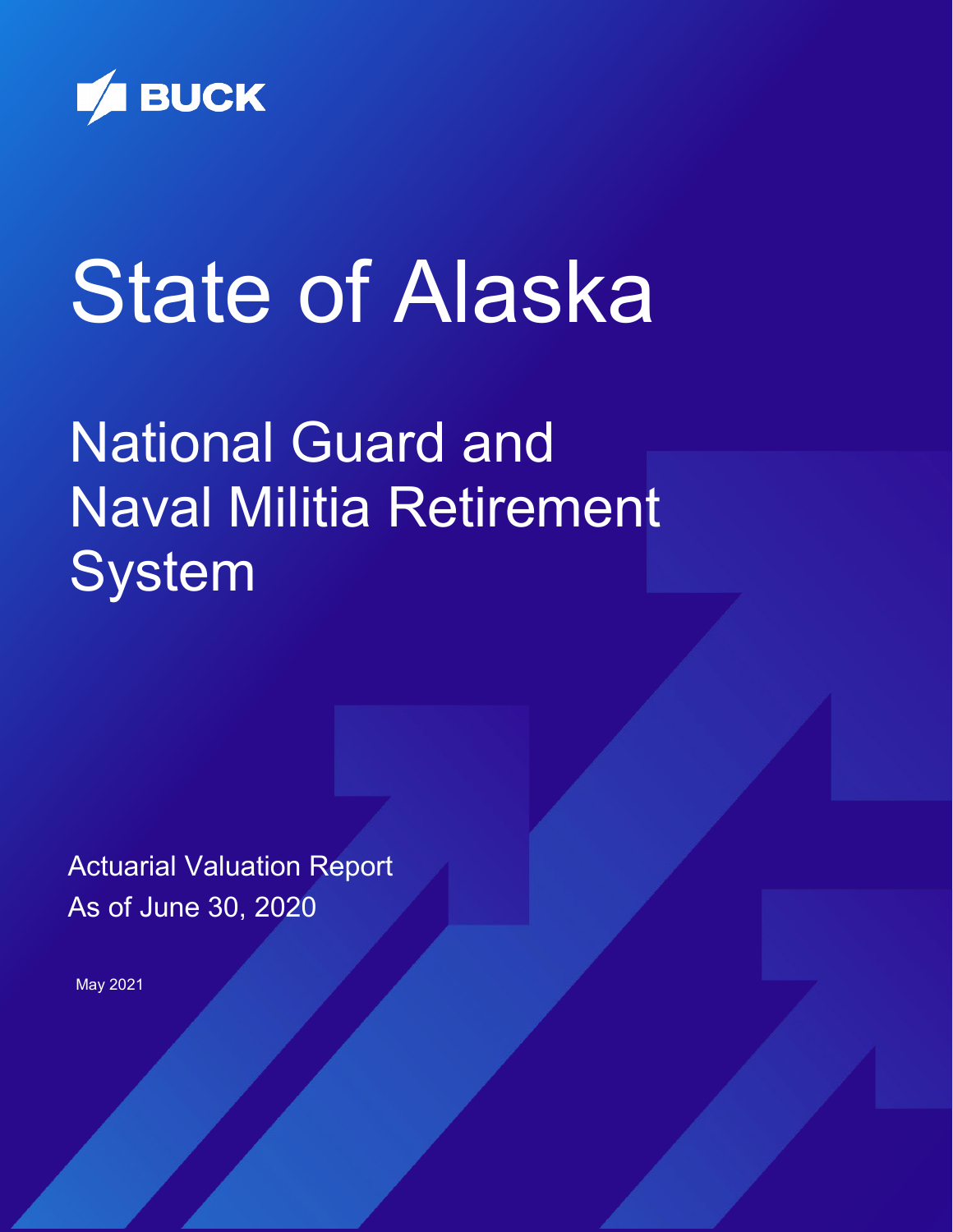BUCK

# State of Alaska

## National Guard and Naval Militia Retirement System

Actuarial Valuation Report
As of June 30, 2020

May 2021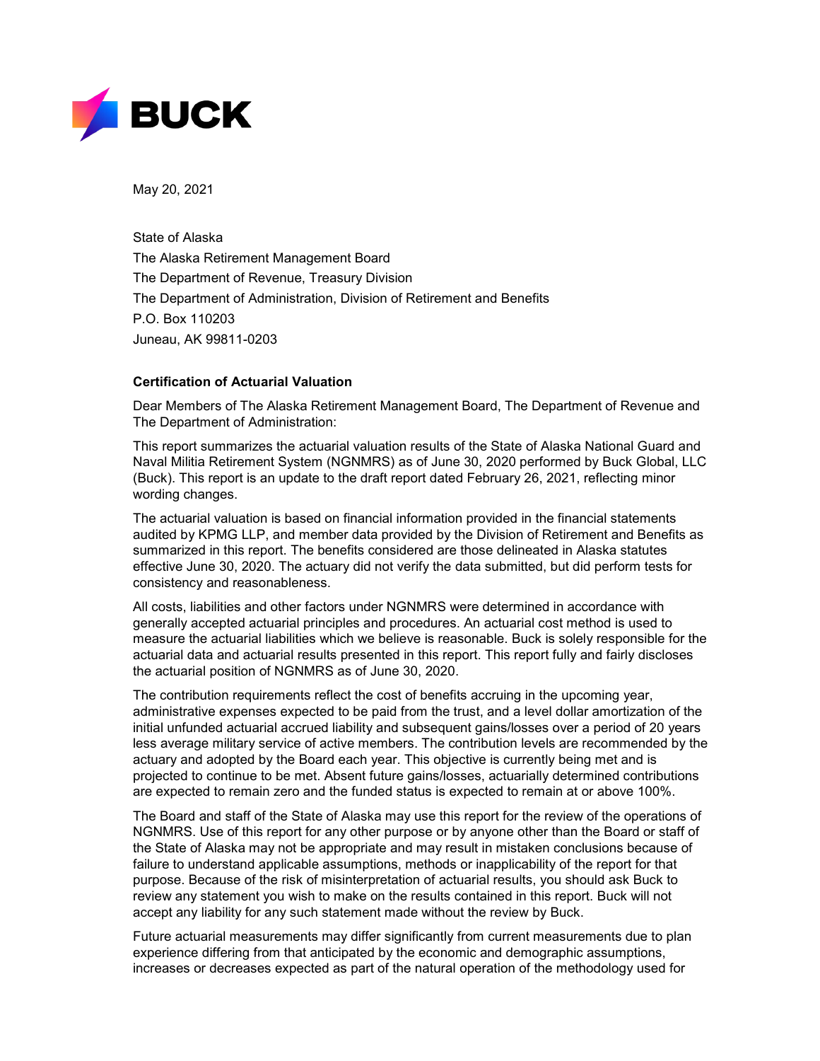May 20, 2021

State of Alaska
The Alaska Retirement Management Board
The Department of Revenue, Treasury Division
The Department of Administration, Division of Retirement and Benefits
P.O. Box 110203
Juneau, AK 99811-0203

**Certification of Actuarial Valuation**

Dear Members of The Alaska Retirement Management Board, The Department of Revenue and The Department of Administration:

This report summarizes the actuarial valuation results of the State of Alaska National Guard and Naval Militia Retirement System (NGNMRS) as of June 30, 2020 performed by Buck Global, LLC (Buck). This report is an update to the draft report dated February 26, 2021, reflecting minor wording changes.

The actuarial valuation is based on financial information provided in the financial statements audited by KPMG LLP, and member data provided by the Division of Retirement and Benefits as summarized in this report. The benefits considered are those delineated in Alaska statutes effective June 30, 2020. The actuary did not verify the data submitted, but did perform tests for consistency and reasonableness.

All costs, liabilities and other factors under NGNMRS were determined in accordance with generally accepted actuarial principles and procedures. An actuarial cost method is used to measure the actuarial liabilities which we believe is reasonable. Buck is solely responsible for the actuarial data and actuarial results presented in this report. This report fully and fairly discloses the actuarial position of NGNMRS as of June 30, 2020.

The contribution requirements reflect the cost of benefits accruing in the upcoming year, administrative expenses expected to be paid from the trust, and a level dollar amortization of the initial unfunded actuarial accrued liability and subsequent gains/losses over a period of 20 years less average military service of active members. The contribution levels are recommended by the actuary and adopted by the Board each year. This objective is currently being met and is projected to continue to be met. Absent future gains/losses, actuarially determined contributions are expected to remain zero and the funded status is expected to remain at or above 100%.

The Board and staff of the State of Alaska may use this report for the review of the operations of NGNMRS. Use of this report for any other purpose or by anyone other than the Board or staff of the State of Alaska may not be appropriate and may result in mistaken conclusions because of failure to understand applicable assumptions, methods or inapplicability of the report for that purpose. Because of the risk of misinterpretation of actuarial results, you should ask Buck to review any statement you wish to make on the results contained in this report. Buck will not accept any liability for any such statement made without the review by Buck.

Future actuarial measurements may differ significantly from current measurements due to plan experience differing from that anticipated by the economic and demographic assumptions, increases or decreases expected as part of the natural operation of the methodology used for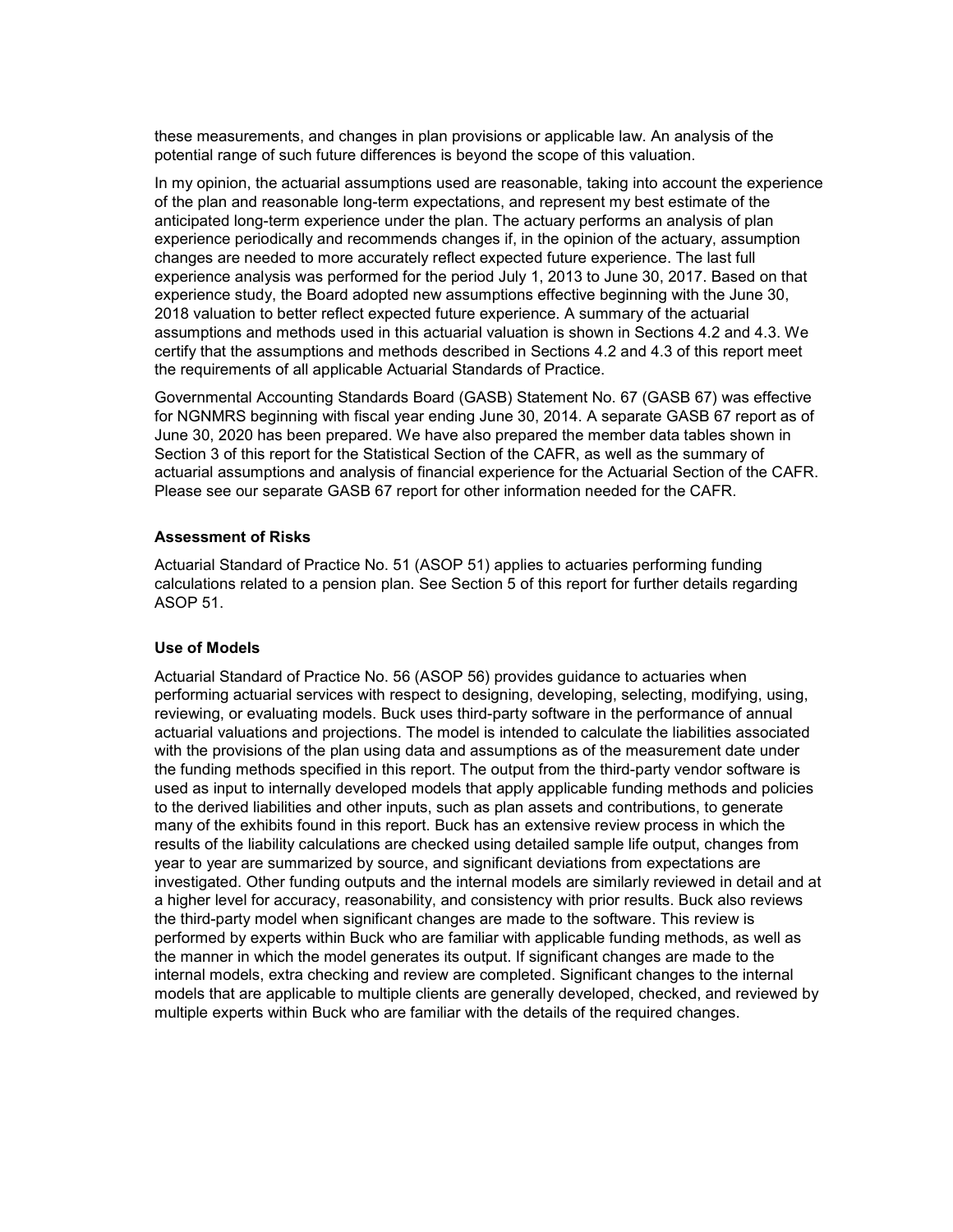these measurements, and changes in plan provisions or applicable law. An analysis of the potential range of such future differences is beyond the scope of this valuation.

In my opinion, the actuarial assumptions used are reasonable, taking into account the experience of the plan and reasonable long-term expectations, and represent my best estimate of the anticipated long-term experience under the plan. The actuary performs an analysis of plan experience periodically and recommends changes if, in the opinion of the actuary, assumption changes are needed to more accurately reflect expected future experience. The last full experience analysis was performed for the period July 1, 2013 to June 30, 2017. Based on that experience study, the Board adopted new assumptions effective beginning with the June 30, 2018 valuation to better reflect expected future experience. A summary of the actuarial assumptions and methods used in this actuarial valuation is shown in Sections 4.2 and 4.3. We certify that the assumptions and methods described in Sections 4.2 and 4.3 of this report meet the requirements of all applicable Actuarial Standards of Practice.

Governmental Accounting Standards Board (GASB) Statement No. 67 (GASB 67) was effective for NGNMRS beginning with fiscal year ending June 30, 2014. A separate GASB 67 report as of June 30, 2020 has been prepared. We have also prepared the member data tables shown in Section 3 of this report for the Statistical Section of the CAFR, as well as the summary of actuarial assumptions and analysis of financial experience for the Actuarial Section of the CAFR. Please see our separate GASB 67 report for other information needed for the CAFR.

**Assessment of Risks**

Actuarial Standard of Practice No. 51 (ASOP 51) applies to actuaries performing funding calculations related to a pension plan. See Section 5 of this report for further details regarding ASOP 51.

**Use of Models**

Actuarial Standard of Practice No. 56 (ASOP 56) provides guidance to actuaries when performing actuarial services with respect to designing, developing, selecting, modifying, using, reviewing, or evaluating models. Buck uses third-party software in the performance of annual actuarial valuations and projections. The model is intended to calculate the liabilities associated with the provisions of the plan using data and assumptions as of the measurement date under the funding methods specified in this report. The output from the third-party vendor software is used as input to internally developed models that apply applicable funding methods and policies to the derived liabilities and other inputs, such as plan assets and contributions, to generate many of the exhibits found in this report. Buck has an extensive review process in which the results of the liability calculations are checked using detailed sample life output, changes from year to year are summarized by source, and significant deviations from expectations are investigated. Other funding outputs and the internal models are similarly reviewed in detail and at a higher level for accuracy, reasonability, and consistency with prior results. Buck also reviews the third-party model when significant changes are made to the software. This review is performed by experts within Buck who are familiar with applicable funding methods, as well as the manner in which the model generates its output. If significant changes are made to the internal models, extra checking and review are completed. Significant changes to the internal models that are applicable to multiple clients are generally developed, checked, and reviewed by multiple experts within Buck who are familiar with the details of the required changes.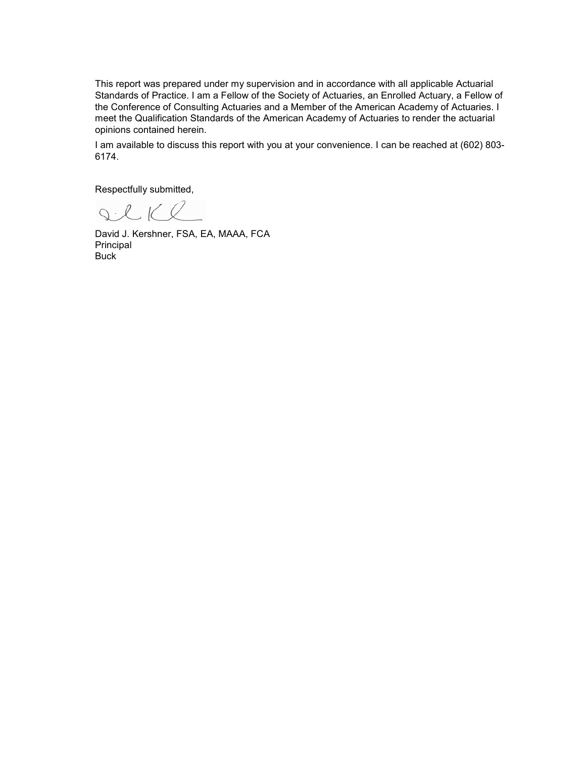This report was prepared under my supervision and in accordance with all applicable Actuarial Standards of Practice. I am a Fellow of the Society of Actuaries, an Enrolled Actuary, a Fellow of the Conference of Consulting Actuaries and a Member of the American Academy of Actuaries. I meet the Qualification Standards of the American Academy of Actuaries to render the actuarial opinions contained herein.

I am available to discuss this report with you at your convenience. I can be reached at (602) 803-6174.

Respectfully submitted,

David J. Kershner, FSA, EA, MAAA, FCA
Principal
Buck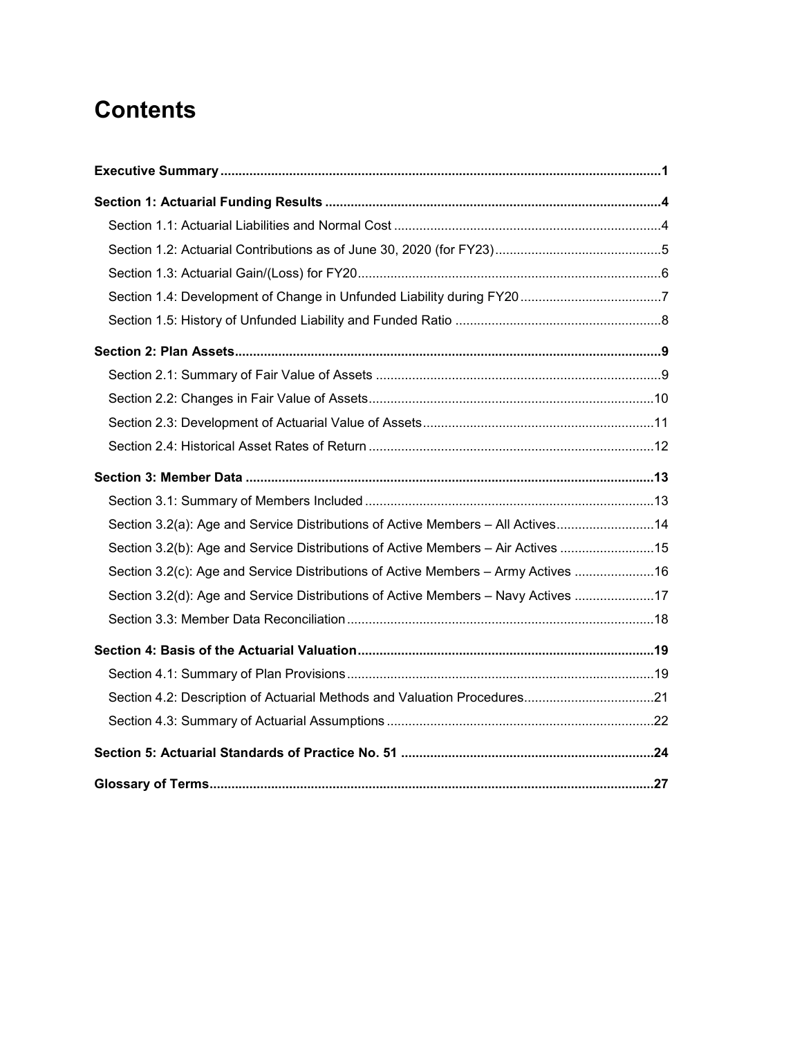# Contents

| | |
|---|---|
| **Executive Summary** | **1** |
| **Section 1: Actuarial Funding Results** | **4** |
| Section 1.1: Actuarial Liabilities and Normal Cost | 4 |
| Section 1.2: Actuarial Contributions as of June 30, 2020 (for FY23) | 5 |
| Section 1.3: Actuarial Gain/(Loss) for FY20 | 6 |
| Section 1.4: Development of Change in Unfunded Liability during FY20 | 7 |
| Section 1.5: History of Unfunded Liability and Funded Ratio | 8 |
| **Section 2: Plan Assets** | **9** |
| Section 2.1: Summary of Fair Value of Assets | 9 |
| Section 2.2: Changes in Fair Value of Assets | 10 |
| Section 2.3: Development of Actuarial Value of Assets | 11 |
| Section 2.4: Historical Asset Rates of Return | 12 |
| **Section 3: Member Data** | **13** |
| Section 3.1: Summary of Members Included | 13 |
| Section 3.2(a): Age and Service Distributions of Active Members – All Actives | 14 |
| Section 3.2(b): Age and Service Distributions of Active Members – Air Actives | 15 |
| Section 3.2(c): Age and Service Distributions of Active Members – Army Actives | 16 |
| Section 3.2(d): Age and Service Distributions of Active Members – Navy Actives | 17 |
| Section 3.3: Member Data Reconciliation | 18 |
| **Section 4: Basis of the Actuarial Valuation** | **19** |
| Section 4.1: Summary of Plan Provisions | 19 |
| Section 4.2: Description of Actuarial Methods and Valuation Procedures | 21 |
| Section 4.3: Summary of Actuarial Assumptions | 22 |
| **Section 5: Actuarial Standards of Practice No. 51** | **24** |
| **Glossary of Terms** | **27** |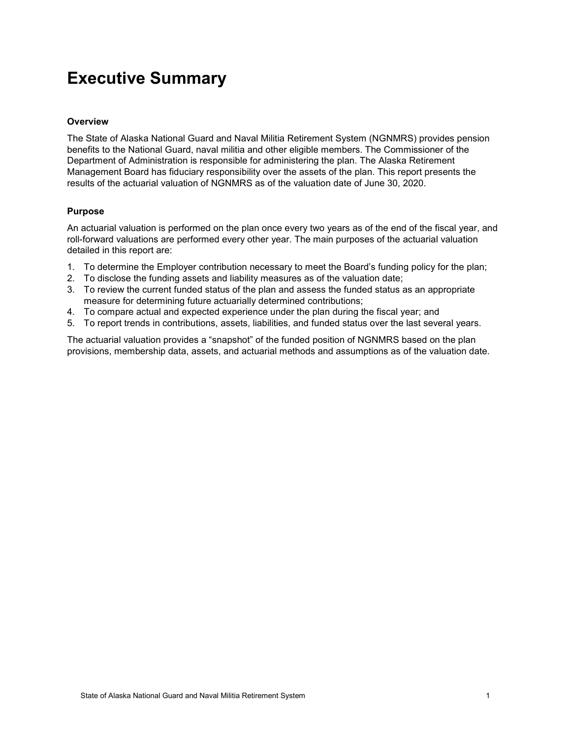# Executive Summary

### Overview

The State of Alaska National Guard and Naval Militia Retirement System (NGNMRS) provides pension benefits to the National Guard, naval militia and other eligible members. The Commissioner of the Department of Administration is responsible for administering the plan. The Alaska Retirement Management Board has fiduciary responsibility over the assets of the plan. This report presents the results of the actuarial valuation of NGNMRS as of the valuation date of June 30, 2020.

### Purpose

An actuarial valuation is performed on the plan once every two years as of the end of the fiscal year, and roll-forward valuations are performed every other year. The main purposes of the actuarial valuation detailed in this report are:

1. To determine the Employer contribution necessary to meet the Board's funding policy for the plan;
2. To disclose the funding assets and liability measures as of the valuation date;
3. To review the current funded status of the plan and assess the funded status as an appropriate measure for determining future actuarially determined contributions;
4. To compare actual and expected experience under the plan during the fiscal year; and
5. To report trends in contributions, assets, liabilities, and funded status over the last several years.

The actuarial valuation provides a "snapshot" of the funded position of NGNMRS based on the plan provisions, membership data, assets, and actuarial methods and assumptions as of the valuation date.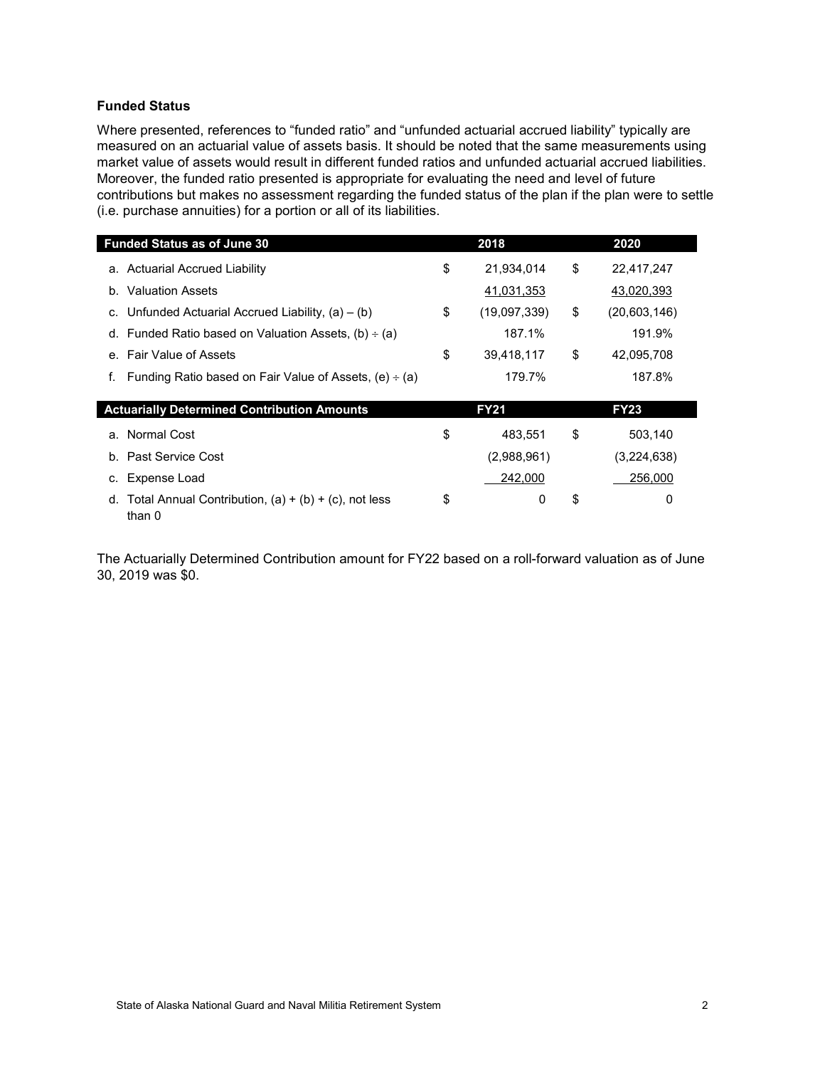### Funded Status

Where presented, references to “funded ratio” and “unfunded actuarial accrued liability” typically are measured on an actuarial value of assets basis. It should be noted that the same measurements using market value of assets would result in different funded ratios and unfunded actuarial accrued liabilities. Moreover, the funded ratio presented is appropriate for evaluating the need and level of future contributions but makes no assessment regarding the funded status of the plan if the plan were to settle (i.e. purchase annuities) for a portion or all of its liabilities.

| Funded Status as of June 30 | 2018 | 2020 |
|---|---|---|
| a. Actuarial Accrued Liability | $ 21,934,014 | $ 22,417,247 |
| b. Valuation Assets | 41,031,353 | 43,020,393 |
| c. Unfunded Actuarial Accrued Liability, (a) – (b) | $ (19,097,339) | $ (20,603,146) |
| d. Funded Ratio based on Valuation Assets, (b) ÷ (a) | 187.1% | 191.9% |
| e. Fair Value of Assets | $ 39,418,117 | $ 42,095,708 |
| f. Funding Ratio based on Fair Value of Assets, (e) ÷ (a) | 179.7% | 187.8% |

| Actuarially Determined Contribution Amounts | FY21 | FY23 |
|---|---|---|
| a. Normal Cost | $ 483,551 | $ 503,140 |
| b. Past Service Cost | (2,988,961) | (3,224,638) |
| c. Expense Load | 242,000 | 256,000 |
| d. Total Annual Contribution, (a) + (b) + (c), not less than 0 | $ 0 | $ 0 |

The Actuarially Determined Contribution amount for FY22 based on a roll-forward valuation as of June 30, 2019 was $0.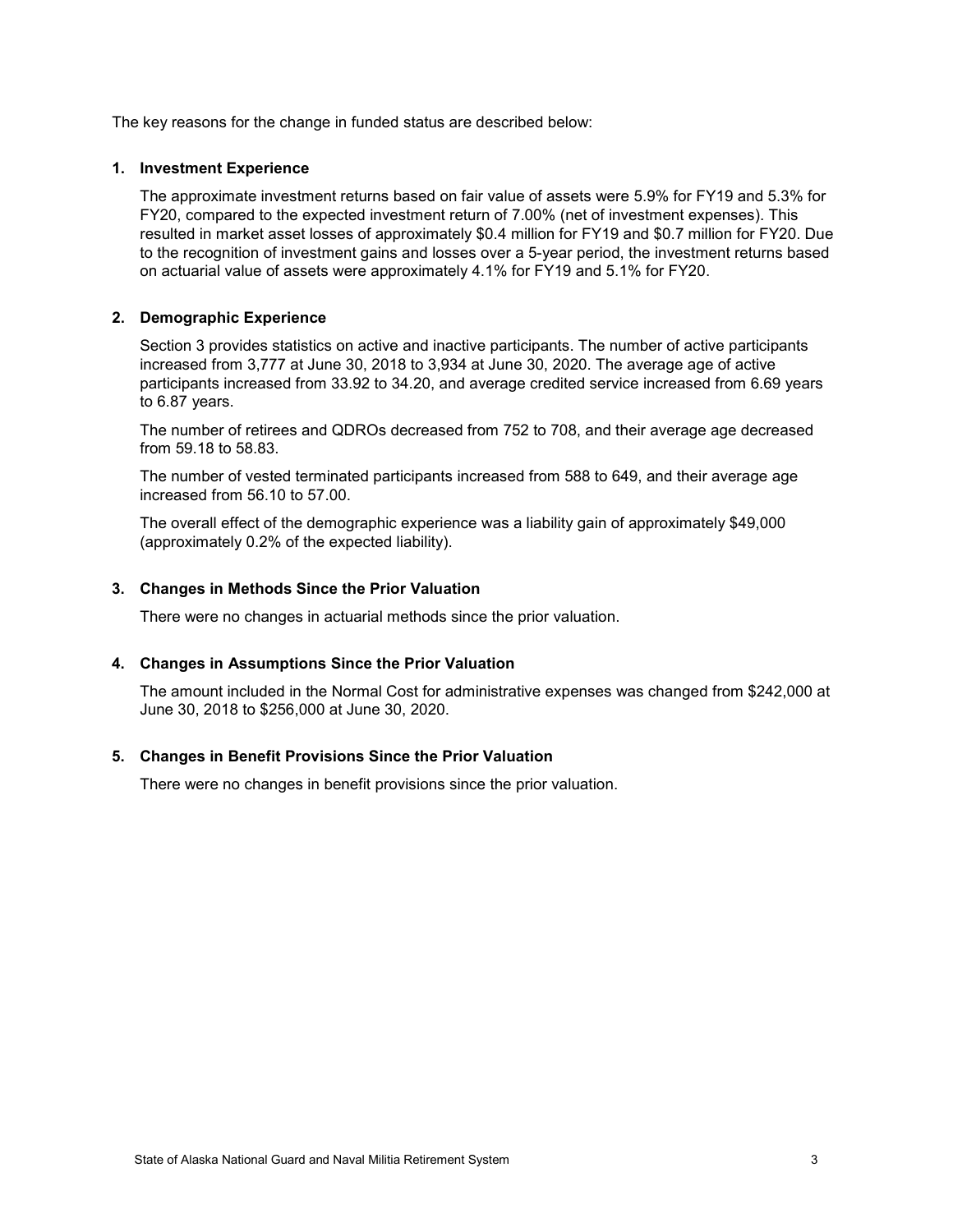The key reasons for the change in funded status are described below:

**1. Investment Experience**

The approximate investment returns based on fair value of assets were 5.9% for FY19 and 5.3% for FY20, compared to the expected investment return of 7.00% (net of investment expenses). This resulted in market asset losses of approximately $0.4 million for FY19 and $0.7 million for FY20. Due to the recognition of investment gains and losses over a 5-year period, the investment returns based on actuarial value of assets were approximately 4.1% for FY19 and 5.1% for FY20.

**2. Demographic Experience**

Section 3 provides statistics on active and inactive participants. The number of active participants increased from 3,777 at June 30, 2018 to 3,934 at June 30, 2020. The average age of active participants increased from 33.92 to 34.20, and average credited service increased from 6.69 years to 6.87 years.

The number of retirees and QDROs decreased from 752 to 708, and their average age decreased from 59.18 to 58.83.

The number of vested terminated participants increased from 588 to 649, and their average age increased from 56.10 to 57.00.

The overall effect of the demographic experience was a liability gain of approximately $49,000 (approximately 0.2% of the expected liability).

**3. Changes in Methods Since the Prior Valuation**

There were no changes in actuarial methods since the prior valuation.

**4. Changes in Assumptions Since the Prior Valuation**

The amount included in the Normal Cost for administrative expenses was changed from $242,000 at June 30, 2018 to $256,000 at June 30, 2020.

**5. Changes in Benefit Provisions Since the Prior Valuation**

There were no changes in benefit provisions since the prior valuation.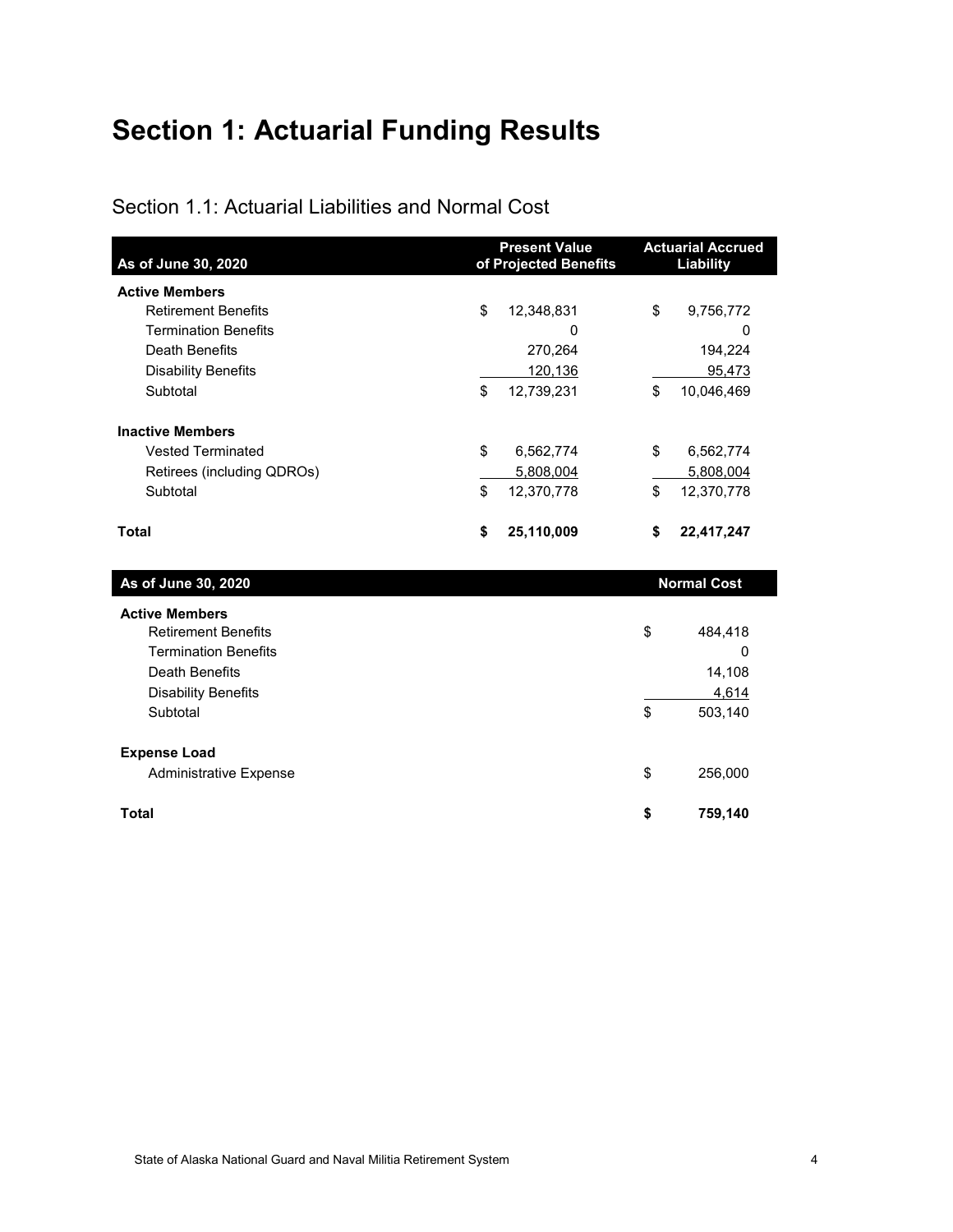# Section 1: Actuarial Funding Results

## Section 1.1: Actuarial Liabilities and Normal Cost

| As of June 30, 2020 | Present Value of Projected Benefits | Actuarial Accrued Liability |
|---|---|---|
| **Active Members** | | |
| Retirement Benefits | $ 12,348,831 | $ 9,756,772 |
| Termination Benefits | 0 | 0 |
| Death Benefits | 270,264 | 194,224 |
| Disability Benefits | 120,136 | 95,473 |
| Subtotal | $ 12,739,231 | $ 10,046,469 |
| **Inactive Members** | | |
| Vested Terminated | $ 6,562,774 | $ 6,562,774 |
| Retirees (including QDROs) | 5,808,004 | 5,808,004 |
| Subtotal | $ 12,370,778 | $ 12,370,778 |
| **Total** | **$ 25,110,009** | **$ 22,417,247** |

| As of June 30, 2020 | Normal Cost |
|---|---|
| **Active Members** | |
| Retirement Benefits | $ 484,418 |
| Termination Benefits | 0 |
| Death Benefits | 14,108 |
| Disability Benefits | 4,614 |
| Subtotal | $ 503,140 |
| **Expense Load** | |
| Administrative Expense | $ 256,000 |
| **Total** | **$ 759,140** |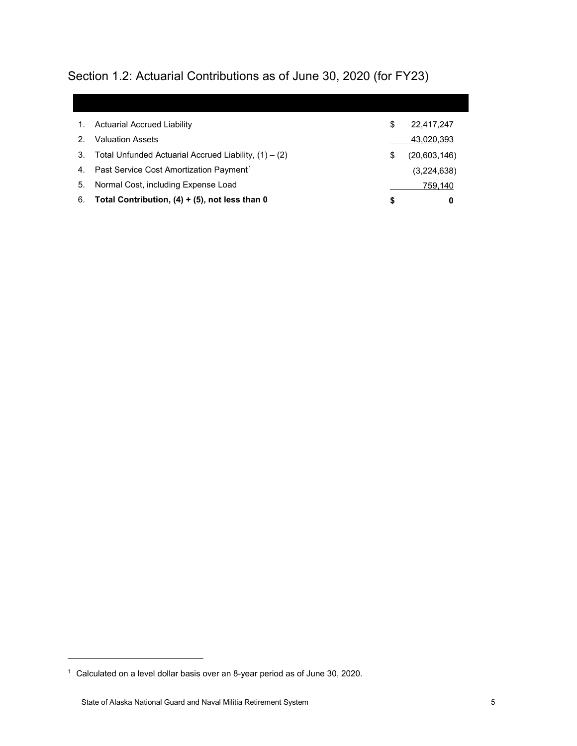## Section 1.2: Actuarial Contributions as of June 30, 2020 (for FY23)

| | | |
|---|---|---|
| 1. | Actuarial Accrued Liability | $ 22,417,247 |
| 2. | Valuation Assets | 43,020,393 |
| 3. | Total Unfunded Actuarial Accrued Liability, (1) – (2) | $ (20,603,146) |
| 4. | Past Service Cost Amortization Payment[1] | (3,224,638) |
| 5. | Normal Cost, including Expense Load | 759,140 |
| 6. | **Total Contribution, (4) + (5), not less than 0** | **$ 0** |

[1] Calculated on a level dollar basis over an 8-year period as of June 30, 2020.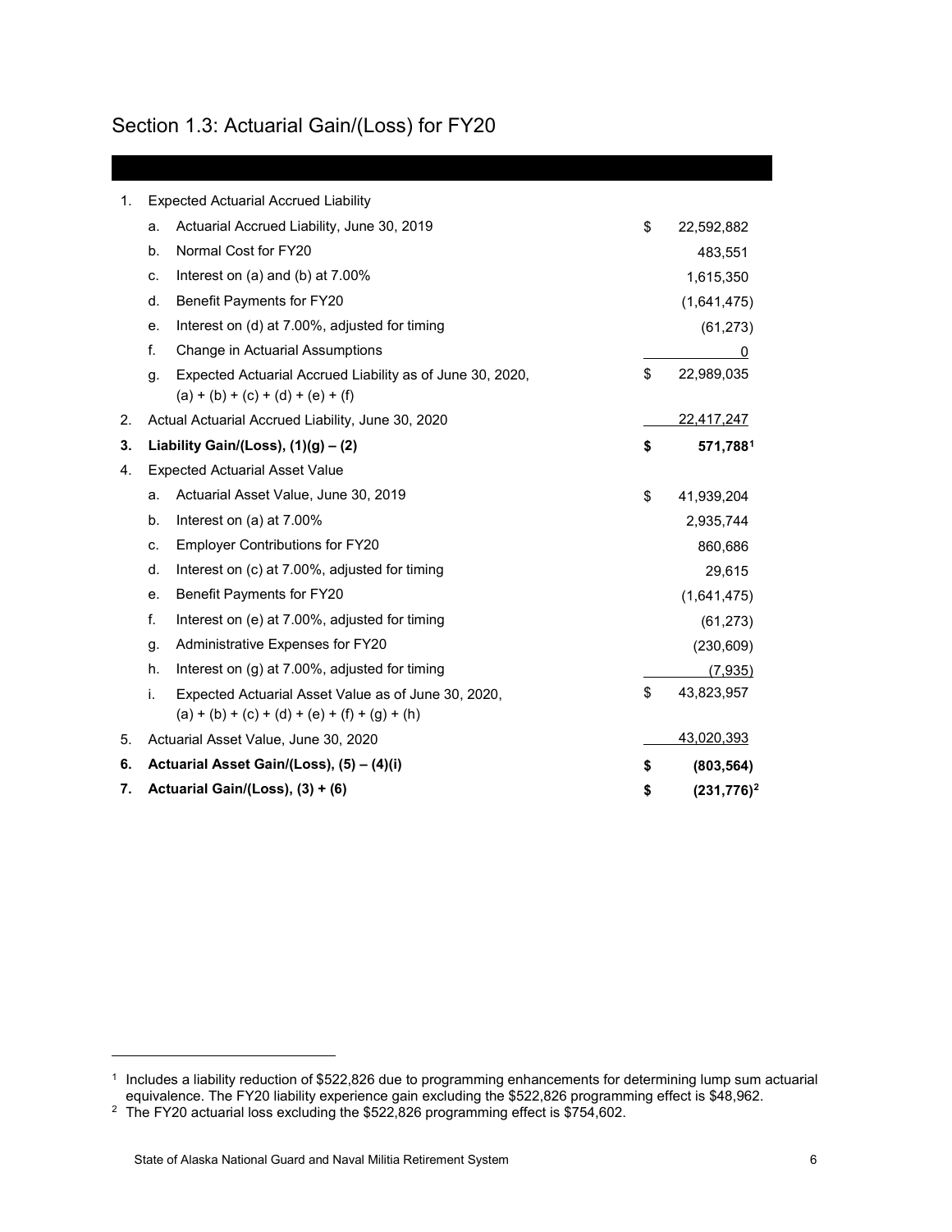## Section 1.3: Actuarial Gain/(Loss) for FY20

| | | | |
|---|---|---|---|
| 1. | Expected Actuarial Accrued Liability | | |
| | a. Actuarial Accrued Liability, June 30, 2019 | $ | 22,592,882 |
| | b. Normal Cost for FY20 | | 483,551 |
| | c. Interest on (a) and (b) at 7.00% | | 1,615,350 |
| | d. Benefit Payments for FY20 | | (1,641,475) |
| | e. Interest on (d) at 7.00%, adjusted for timing | | (61,273) |
| | f. Change in Actuarial Assumptions | | 0 |
| | g. Expected Actuarial Accrued Liability as of June 30, 2020, (a) + (b) + (c) + (d) + (e) + (f) | $ | 22,989,035 |
| 2. | Actual Actuarial Accrued Liability, June 30, 2020 | | 22,417,247 |
| **3.** | **Liability Gain/(Loss), (1)(g) – (2)** | **$** | **571,788**[1] |
| 4. | Expected Actuarial Asset Value | | |
| | a. Actuarial Asset Value, June 30, 2019 | $ | 41,939,204 |
| | b. Interest on (a) at 7.00% | | 2,935,744 |
| | c. Employer Contributions for FY20 | | 860,686 |
| | d. Interest on (c) at 7.00%, adjusted for timing | | 29,615 |
| | e. Benefit Payments for FY20 | | (1,641,475) |
| | f. Interest on (e) at 7.00%, adjusted for timing | | (61,273) |
| | g. Administrative Expenses for FY20 | | (230,609) |
| | h. Interest on (g) at 7.00%, adjusted for timing | | (7,935) |
| | i. Expected Actuarial Asset Value as of June 30, 2020, (a) + (b) + (c) + (d) + (e) + (f) + (g) + (h) | $ | 43,823,957 |
| 5. | Actuarial Asset Value, June 30, 2020 | | 43,020,393 |
| **6.** | **Actuarial Asset Gain/(Loss), (5) – (4)(i)** | **$** | **(803,564)** |
| **7.** | **Actuarial Gain/(Loss), (3) + (6)** | **$** | **(231,776)**[2] |

[1] Includes a liability reduction of $522,826 due to programming enhancements for determining lump sum actuarial equivalence. The FY20 liability experience gain excluding the $522,826 programming effect is $48,962.

[2] The FY20 actuarial loss excluding the $522,826 programming effect is $754,602.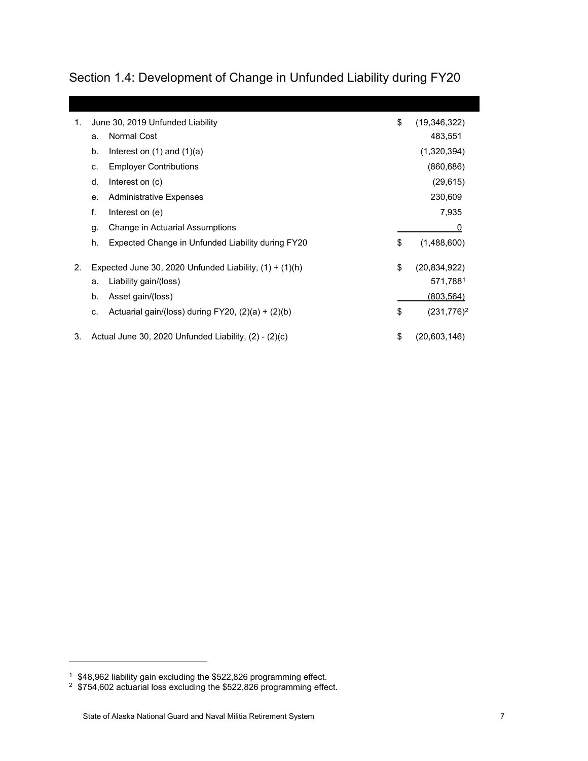## Section 1.4: Development of Change in Unfunded Liability during FY20

| | | | | |
|---|---|---|---|---|
| 1. | | June 30, 2019 Unfunded Liability | $ | (19,346,322) |
| | a. | Normal Cost | | 483,551 |
| | b. | Interest on (1) and (1)(a) | | (1,320,394) |
| | c. | Employer Contributions | | (860,686) |
| | d. | Interest on (c) | | (29,615) |
| | e. | Administrative Expenses | | 230,609 |
| | f. | Interest on (e) | | 7,935 |
| | g. | Change in Actuarial Assumptions | | 0 |
| | h. | Expected Change in Unfunded Liability during FY20 | $ | (1,488,600) |
| 2. | | Expected June 30, 2020 Unfunded Liability, (1) + (1)(h) | $ | (20,834,922) |
| | a. | Liability gain/(loss) | | 571,788[1] |
| | b. | Asset gain/(loss) | | (803,564) |
| | c. | Actuarial gain/(loss) during FY20, (2)(a) + (2)(b) | $ | (231,776)[2] |
| 3. | | Actual June 30, 2020 Unfunded Liability, (2) - (2)(c) | $ | (20,603,146) |

[1] $48,962 liability gain excluding the $522,826 programming effect.

[2] $754,602 actuarial loss excluding the $522,826 programming effect.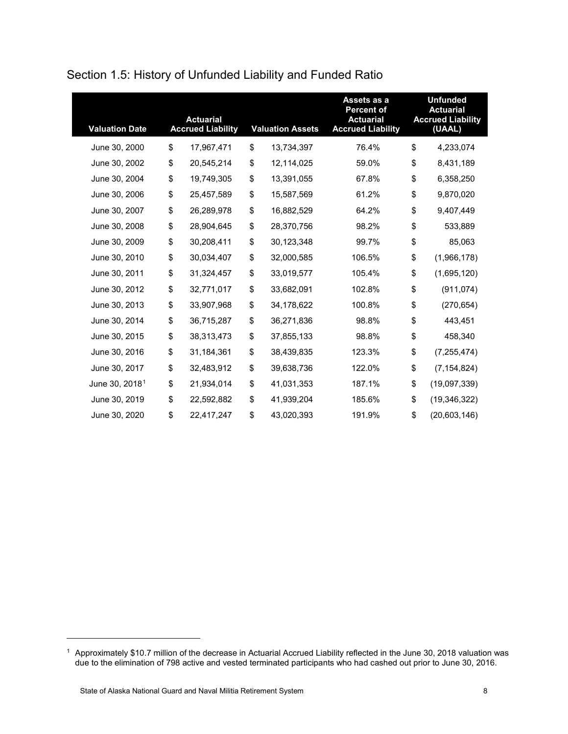## Section 1.5: History of Unfunded Liability and Funded Ratio

| Valuation Date | Actuarial Accrued Liability | Valuation Assets | Assets as a Percent of Actuarial Accrued Liability | Unfunded Actuarial Accrued Liability (UAAL) |
|---|---|---|---|---|
| June 30, 2000 | $ 17,967,471 | $ 13,734,397 | 76.4% | $ 4,233,074 |
| June 30, 2002 | $ 20,545,214 | $ 12,114,025 | 59.0% | $ 8,431,189 |
| June 30, 2004 | $ 19,749,305 | $ 13,391,055 | 67.8% | $ 6,358,250 |
| June 30, 2006 | $ 25,457,589 | $ 15,587,569 | 61.2% | $ 9,870,020 |
| June 30, 2007 | $ 26,289,978 | $ 16,882,529 | 64.2% | $ 9,407,449 |
| June 30, 2008 | $ 28,904,645 | $ 28,370,756 | 98.2% | $ 533,889 |
| June 30, 2009 | $ 30,208,411 | $ 30,123,348 | 99.7% | $ 85,063 |
| June 30, 2010 | $ 30,034,407 | $ 32,000,585 | 106.5% | $ (1,966,178) |
| June 30, 2011 | $ 31,324,457 | $ 33,019,577 | 105.4% | $ (1,695,120) |
| June 30, 2012 | $ 32,771,017 | $ 33,682,091 | 102.8% | $ (911,074) |
| June 30, 2013 | $ 33,907,968 | $ 34,178,622 | 100.8% | $ (270,654) |
| June 30, 2014 | $ 36,715,287 | $ 36,271,836 | 98.8% | $ 443,451 |
| June 30, 2015 | $ 38,313,473 | $ 37,855,133 | 98.8% | $ 458,340 |
| June 30, 2016 | $ 31,184,361 | $ 38,439,835 | 123.3% | $ (7,255,474) |
| June 30, 2017 | $ 32,483,912 | $ 39,638,736 | 122.0% | $ (7,154,824) |
| June 30, 2018[1] | $ 21,934,014 | $ 41,031,353 | 187.1% | $ (19,097,339) |
| June 30, 2019 | $ 22,592,882 | $ 41,939,204 | 185.6% | $ (19,346,322) |
| June 30, 2020 | $ 22,417,247 | $ 43,020,393 | 191.9% | $ (20,603,146) |

[1] Approximately $10.7 million of the decrease in Actuarial Accrued Liability reflected in the June 30, 2018 valuation was due to the elimination of 798 active and vested terminated participants who had cashed out prior to June 30, 2016.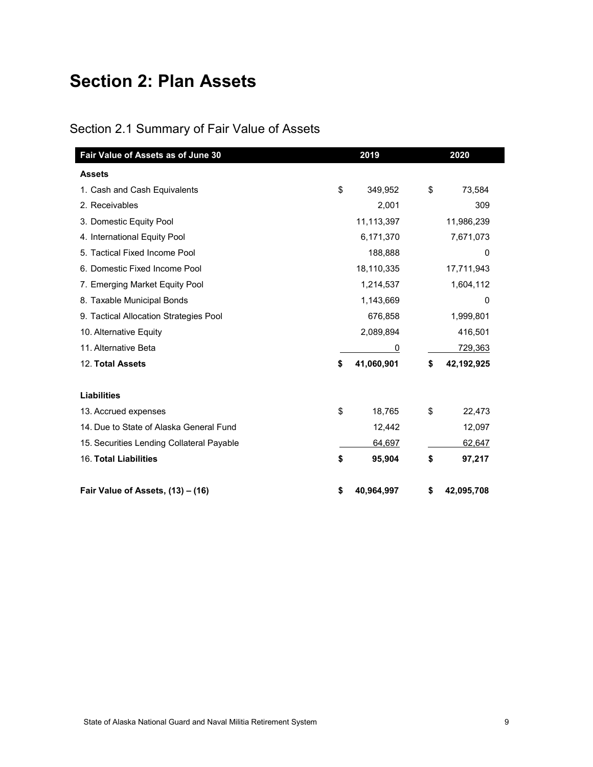# Section 2: Plan Assets

## Section 2.1 Summary of Fair Value of Assets

| Fair Value of Assets as of June 30 | 2019 | 2020 |
|---|---|---|
| **Assets** | | |
| 1. Cash and Cash Equivalents | $ 349,952 | $ 73,584 |
| 2. Receivables | 2,001 | 309 |
| 3. Domestic Equity Pool | 11,113,397 | 11,986,239 |
| 4. International Equity Pool | 6,171,370 | 7,671,073 |
| 5. Tactical Fixed Income Pool | 188,888 | 0 |
| 6. Domestic Fixed Income Pool | 18,110,335 | 17,711,943 |
| 7. Emerging Market Equity Pool | 1,214,537 | 1,604,112 |
| 8. Taxable Municipal Bonds | 1,143,669 | 0 |
| 9. Tactical Allocation Strategies Pool | 676,858 | 1,999,801 |
| 10. Alternative Equity | 2,089,894 | 416,501 |
| 11. Alternative Beta | 0 | 729,363 |
| 12. **Total Assets** | **$ 41,060,901** | **$ 42,192,925** |
| | | |
| **Liabilities** | | |
| 13. Accrued expenses | $ 18,765 | $ 22,473 |
| 14. Due to State of Alaska General Fund | 12,442 | 12,097 |
| 15. Securities Lending Collateral Payable | 64,697 | 62,647 |
| 16. **Total Liabilities** | **$ 95,904** | **$ 97,217** |
| | | |
| **Fair Value of Assets, (13) – (16)** | **$ 40,964,997** | **$ 42,095,708** |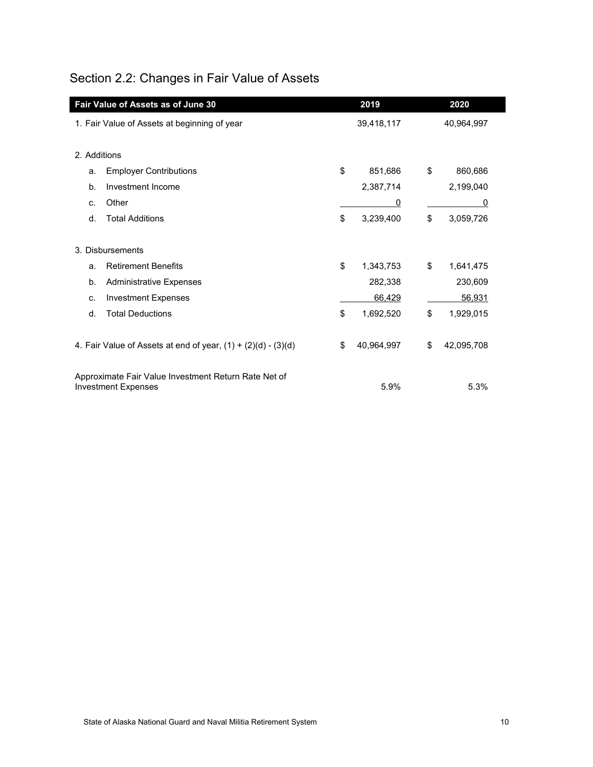## Section 2.2: Changes in Fair Value of Assets

| Fair Value of Assets as of June 30 | 2019 | 2020 |
|---|---|---|
| 1. Fair Value of Assets at beginning of year | 39,418,117 | 40,964,997 |
| 2. Additions | | |
| a. Employer Contributions | $ 851,686 | $ 860,686 |
| b. Investment Income | 2,387,714 | 2,199,040 |
| c. Other | 0 | 0 |
| d. Total Additions | $ 3,239,400 | $ 3,059,726 |
| 3. Disbursements | | |
| a. Retirement Benefits | $ 1,343,753 | $ 1,641,475 |
| b. Administrative Expenses | 282,338 | 230,609 |
| c. Investment Expenses | 66,429 | 56,931 |
| d. Total Deductions | $ 1,692,520 | $ 1,929,015 |
| 4. Fair Value of Assets at end of year, (1) + (2)(d) - (3)(d) | $ 40,964,997 | $ 42,095,708 |
| Approximate Fair Value Investment Return Rate Net of Investment Expenses | 5.9% | 5.3% |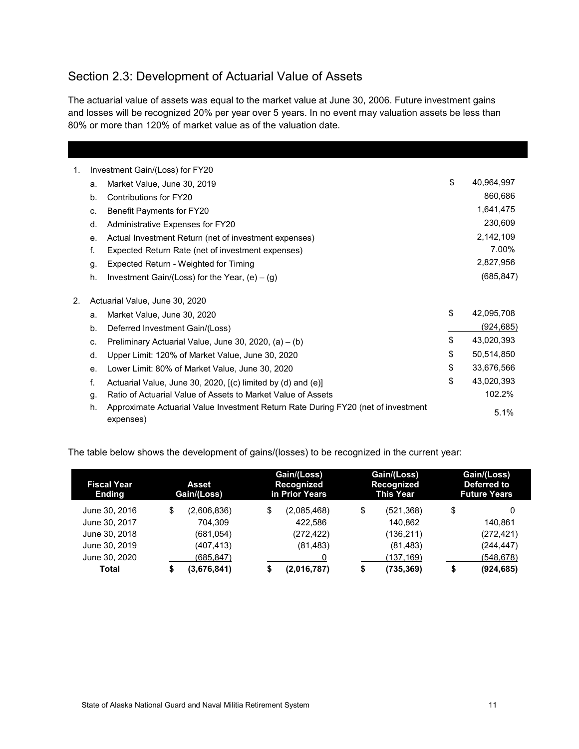## Section 2.3: Development of Actuarial Value of Assets

The actuarial value of assets was equal to the market value at June 30, 2006. Future investment gains and losses will be recognized 20% per year over 5 years. In no event may valuation assets be less than 80% or more than 120% of market value as of the valuation date.

| | | | |
|---|---|---|---|
| 1. | Investment Gain/(Loss) for FY20 | | |
| | a. Market Value, June 30, 2019 | $ | 40,964,997 |
| | b. Contributions for FY20 | | 860,686 |
| | c. Benefit Payments for FY20 | | 1,641,475 |
| | d. Administrative Expenses for FY20 | | 230,609 |
| | e. Actual Investment Return (net of investment expenses) | | 2,142,109 |
| | f. Expected Return Rate (net of investment expenses) | | 7.00% |
| | g. Expected Return - Weighted for Timing | | 2,827,956 |
| | h. Investment Gain/(Loss) for the Year, (e) – (g) | | (685,847) |
| 2. | Actuarial Value, June 30, 2020 | | |
| | a. Market Value, June 30, 2020 | $ | 42,095,708 |
| | b. Deferred Investment Gain/(Loss) | | (924,685) |
| | c. Preliminary Actuarial Value, June 30, 2020, (a) – (b) | $ | 43,020,393 |
| | d. Upper Limit: 120% of Market Value, June 30, 2020 | $ | 50,514,850 |
| | e. Lower Limit: 80% of Market Value, June 30, 2020 | $ | 33,676,566 |
| | f. Actuarial Value, June 30, 2020, [(c) limited by (d) and (e)] | $ | 43,020,393 |
| | g. Ratio of Actuarial Value of Assets to Market Value of Assets | | 102.2% |
| | h. Approximate Actuarial Value Investment Return Rate During FY20 (net of investment expenses) | | 5.1% |

The table below shows the development of gains/(losses) to be recognized in the current year:

| Fiscal Year Ending | Asset Gain/(Loss) | Gain/(Loss) Recognized in Prior Years | Gain/(Loss) Recognized This Year | Gain/(Loss) Deferred to Future Years |
|---|---|---|---|---|
| June 30, 2016 | $ (2,606,836) | $ (2,085,468) | $ (521,368) | $ 0 |
| June 30, 2017 | 704,309 | 422,586 | 140,862 | 140,861 |
| June 30, 2018 | (681,054) | (272,422) | (136,211) | (272,421) |
| June 30, 2019 | (407,413) | (81,483) | (81,483) | (244,447) |
| June 30, 2020 | (685,847) | 0 | (137,169) | (548,678) |
| **Total** | **$ (3,676,841)** | **$ (2,016,787)** | **$ (735,369)** | **$ (924,685)** |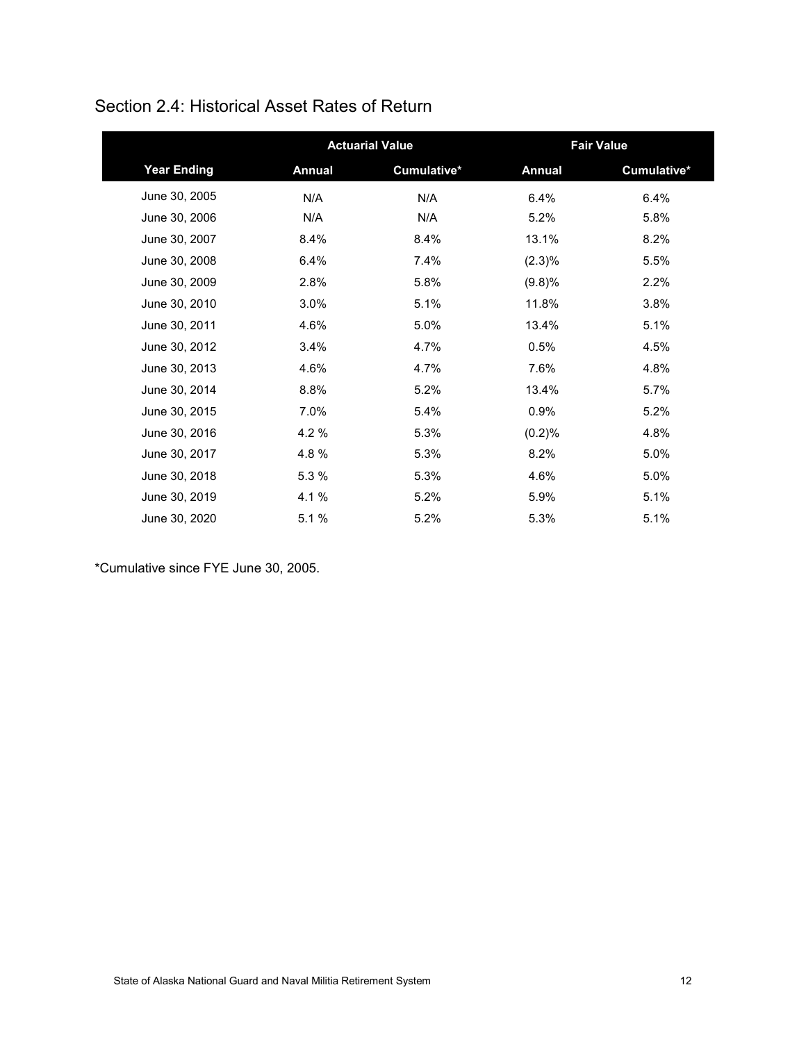## Section 2.4: Historical Asset Rates of Return

| | Actuarial Value | | Fair Value | |
|---|---|---|---|---|
| **Year Ending** | **Annual** | **Cumulative*** | **Annual** | **Cumulative*** |
| June 30, 2005 | N/A | N/A | 6.4% | 6.4% |
| June 30, 2006 | N/A | N/A | 5.2% | 5.8% |
| June 30, 2007 | 8.4% | 8.4% | 13.1% | 8.2% |
| June 30, 2008 | 6.4% | 7.4% | (2.3)% | 5.5% |
| June 30, 2009 | 2.8% | 5.8% | (9.8)% | 2.2% |
| June 30, 2010 | 3.0% | 5.1% | 11.8% | 3.8% |
| June 30, 2011 | 4.6% | 5.0% | 13.4% | 5.1% |
| June 30, 2012 | 3.4% | 4.7% | 0.5% | 4.5% |
| June 30, 2013 | 4.6% | 4.7% | 7.6% | 4.8% |
| June 30, 2014 | 8.8% | 5.2% | 13.4% | 5.7% |
| June 30, 2015 | 7.0% | 5.4% | 0.9% | 5.2% |
| June 30, 2016 | 4.2 % | 5.3% | (0.2)% | 4.8% |
| June 30, 2017 | 4.8 % | 5.3% | 8.2% | 5.0% |
| June 30, 2018 | 5.3 % | 5.3% | 4.6% | 5.0% |
| June 30, 2019 | 4.1 % | 5.2% | 5.9% | 5.1% |
| June 30, 2020 | 5.1 % | 5.2% | 5.3% | 5.1% |

*Cumulative since FYE June 30, 2005.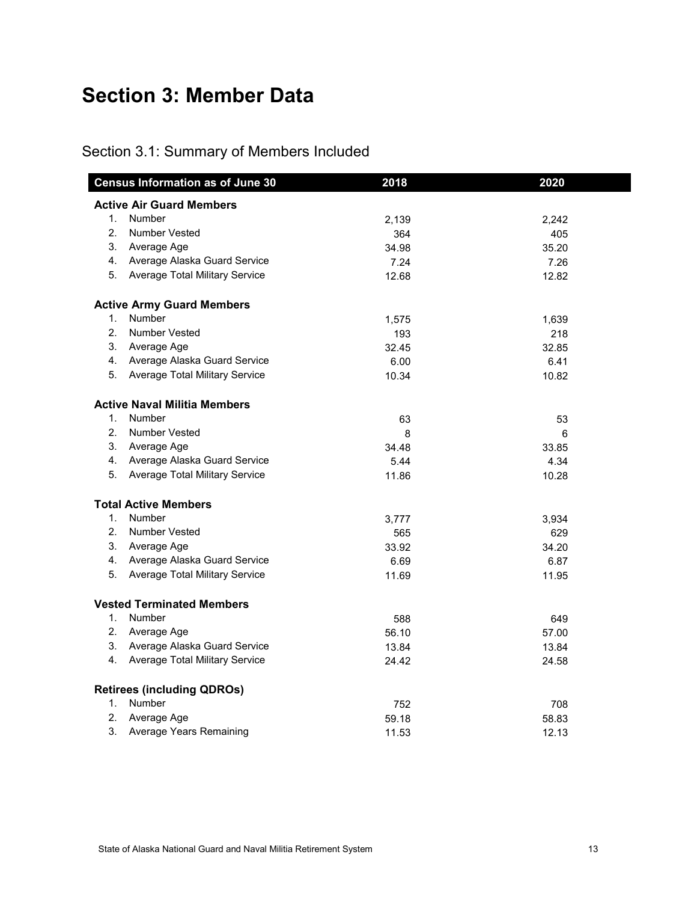# Section 3: Member Data

## Section 3.1: Summary of Members Included

| Census Information as of June 30 | 2018 | 2020 |
|---|---|---|
| **Active Air Guard Members** | | |
| 1. Number | 2,139 | 2,242 |
| 2. Number Vested | 364 | 405 |
| 3. Average Age | 34.98 | 35.20 |
| 4. Average Alaska Guard Service | 7.24 | 7.26 |
| 5. Average Total Military Service | 12.68 | 12.82 |
| **Active Army Guard Members** | | |
| 1. Number | 1,575 | 1,639 |
| 2. Number Vested | 193 | 218 |
| 3. Average Age | 32.45 | 32.85 |
| 4. Average Alaska Guard Service | 6.00 | 6.41 |
| 5. Average Total Military Service | 10.34 | 10.82 |
| **Active Naval Militia Members** | | |
| 1. Number | 63 | 53 |
| 2. Number Vested | 8 | 6 |
| 3. Average Age | 34.48 | 33.85 |
| 4. Average Alaska Guard Service | 5.44 | 4.34 |
| 5. Average Total Military Service | 11.86 | 10.28 |
| **Total Active Members** | | |
| 1. Number | 3,777 | 3,934 |
| 2. Number Vested | 565 | 629 |
| 3. Average Age | 33.92 | 34.20 |
| 4. Average Alaska Guard Service | 6.69 | 6.87 |
| 5. Average Total Military Service | 11.69 | 11.95 |
| **Vested Terminated Members** | | |
| 1. Number | 588 | 649 |
| 2. Average Age | 56.10 | 57.00 |
| 3. Average Alaska Guard Service | 13.84 | 13.84 |
| 4. Average Total Military Service | 24.42 | 24.58 |
| **Retirees (including QDROs)** | | |
| 1. Number | 752 | 708 |
| 2. Average Age | 59.18 | 58.83 |
| 3. Average Years Remaining | 11.53 | 12.13 |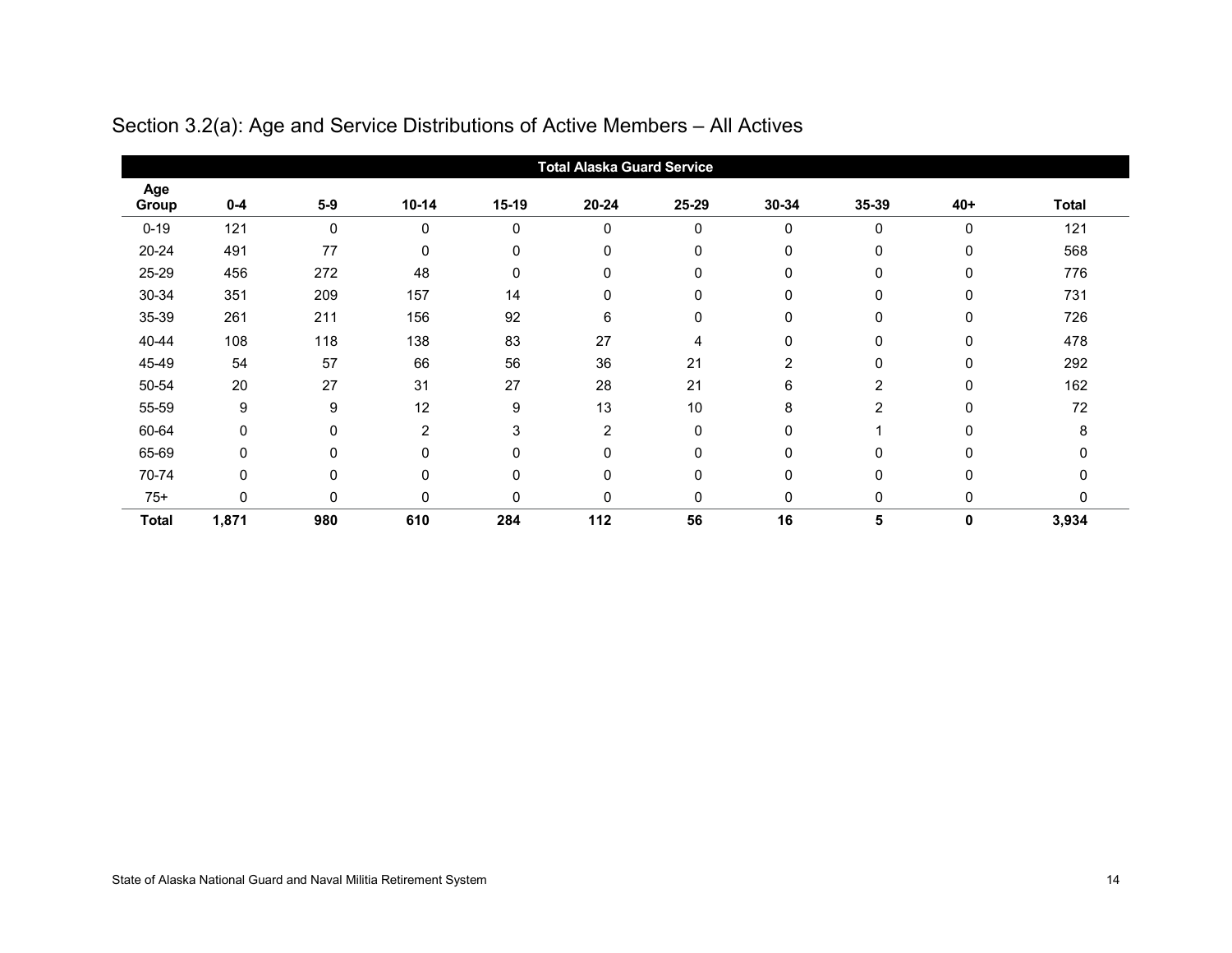## Section 3.2(a): Age and Service Distributions of Active Members – All Actives

| | Total Alaska Guard Service | | | | | | | | | |
|---|---|---|---|---|---|---|---|---|---|---|
| **Age Group** | **0-4** | **5-9** | **10-14** | **15-19** | **20-24** | **25-29** | **30-34** | **35-39** | **40+** | **Total** |
| 0-19 | 121 | 0 | 0 | 0 | 0 | 0 | 0 | 0 | 0 | 121 |
| 20-24 | 491 | 77 | 0 | 0 | 0 | 0 | 0 | 0 | 0 | 568 |
| 25-29 | 456 | 272 | 48 | 0 | 0 | 0 | 0 | 0 | 0 | 776 |
| 30-34 | 351 | 209 | 157 | 14 | 0 | 0 | 0 | 0 | 0 | 731 |
| 35-39 | 261 | 211 | 156 | 92 | 6 | 0 | 0 | 0 | 0 | 726 |
| 40-44 | 108 | 118 | 138 | 83 | 27 | 4 | 0 | 0 | 0 | 478 |
| 45-49 | 54 | 57 | 66 | 56 | 36 | 21 | 2 | 0 | 0 | 292 |
| 50-54 | 20 | 27 | 31 | 27 | 28 | 21 | 6 | 2 | 0 | 162 |
| 55-59 | 9 | 9 | 12 | 9 | 13 | 10 | 8 | 2 | 0 | 72 |
| 60-64 | 0 | 0 | 2 | 3 | 2 | 0 | 0 | 1 | 0 | 8 |
| 65-69 | 0 | 0 | 0 | 0 | 0 | 0 | 0 | 0 | 0 | 0 |
| 70-74 | 0 | 0 | 0 | 0 | 0 | 0 | 0 | 0 | 0 | 0 |
| 75+ | 0 | 0 | 0 | 0 | 0 | 0 | 0 | 0 | 0 | 0 |
| **Total** | **1,871** | **980** | **610** | **284** | **112** | **56** | **16** | **5** | **0** | **3,934** |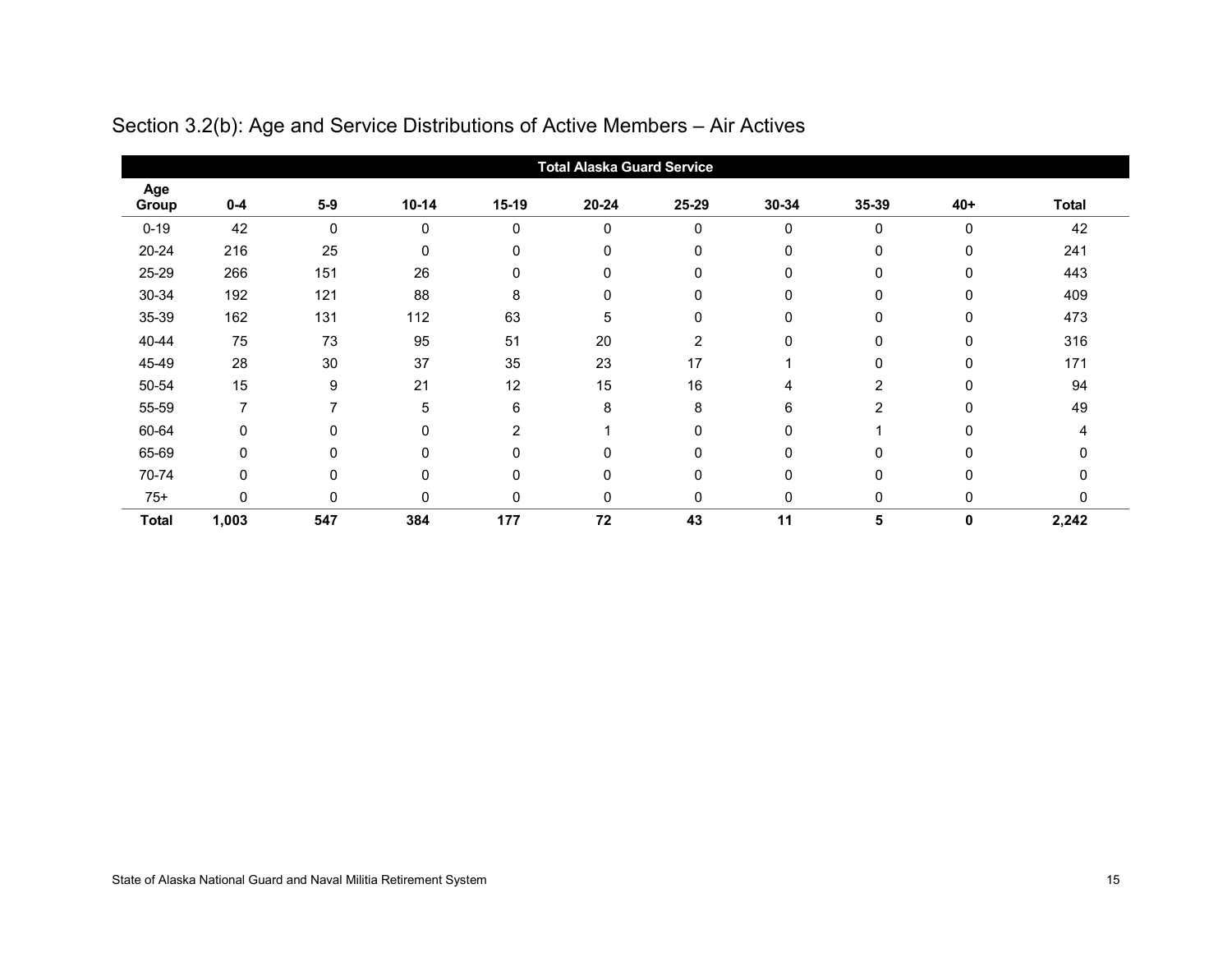## Section 3.2(b): Age and Service Distributions of Active Members – Air Actives

| | Total Alaska Guard Service | | | | | | | | | |
|---|---|---|---|---|---|---|---|---|---|---|
| **Age Group** | **0-4** | **5-9** | **10-14** | **15-19** | **20-24** | **25-29** | **30-34** | **35-39** | **40+** | **Total** |
| 0-19 | 42 | 0 | 0 | 0 | 0 | 0 | 0 | 0 | 0 | 42 |
| 20-24 | 216 | 25 | 0 | 0 | 0 | 0 | 0 | 0 | 0 | 241 |
| 25-29 | 266 | 151 | 26 | 0 | 0 | 0 | 0 | 0 | 0 | 443 |
| 30-34 | 192 | 121 | 88 | 8 | 0 | 0 | 0 | 0 | 0 | 409 |
| 35-39 | 162 | 131 | 112 | 63 | 5 | 0 | 0 | 0 | 0 | 473 |
| 40-44 | 75 | 73 | 95 | 51 | 20 | 2 | 0 | 0 | 0 | 316 |
| 45-49 | 28 | 30 | 37 | 35 | 23 | 17 | 1 | 0 | 0 | 171 |
| 50-54 | 15 | 9 | 21 | 12 | 15 | 16 | 4 | 2 | 0 | 94 |
| 55-59 | 7 | 7 | 5 | 6 | 8 | 8 | 6 | 2 | 0 | 49 |
| 60-64 | 0 | 0 | 0 | 2 | 1 | 0 | 0 | 1 | 0 | 4 |
| 65-69 | 0 | 0 | 0 | 0 | 0 | 0 | 0 | 0 | 0 | 0 |
| 70-74 | 0 | 0 | 0 | 0 | 0 | 0 | 0 | 0 | 0 | 0 |
| 75+ | 0 | 0 | 0 | 0 | 0 | 0 | 0 | 0 | 0 | 0 |
| **Total** | **1,003** | **547** | **384** | **177** | **72** | **43** | **11** | **5** | **0** | **2,242** |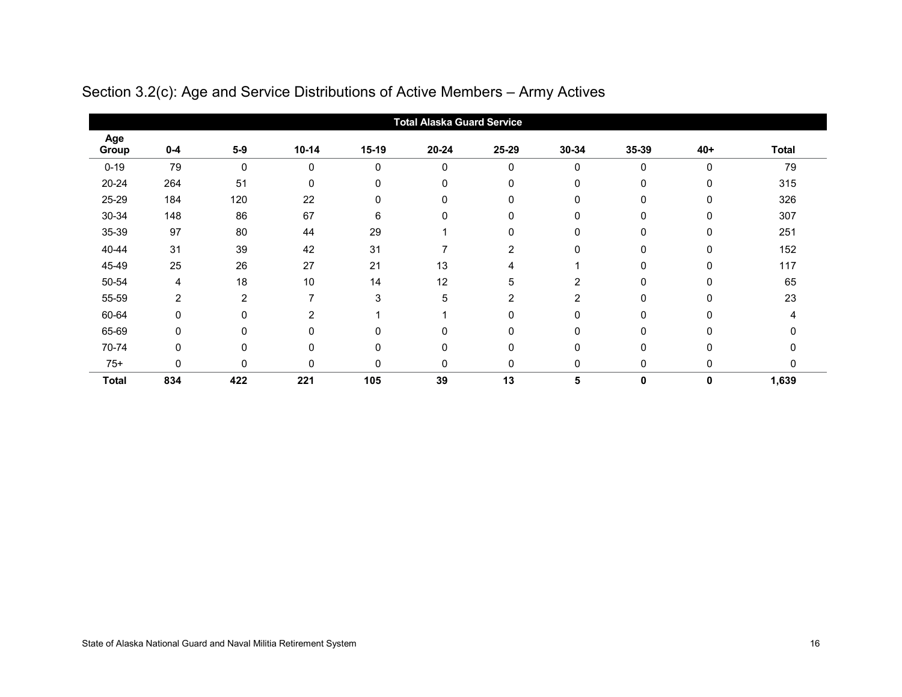## Section 3.2(c): Age and Service Distributions of Active Members – Army Actives

| | Total Alaska Guard Service | | | | | | | | | |
|---|---|---|---|---|---|---|---|---|---|---|
| **Age Group** | **0-4** | **5-9** | **10-14** | **15-19** | **20-24** | **25-29** | **30-34** | **35-39** | **40+** | **Total** |
| 0-19 | 79 | 0 | 0 | 0 | 0 | 0 | 0 | 0 | 0 | 79 |
| 20-24 | 264 | 51 | 0 | 0 | 0 | 0 | 0 | 0 | 0 | 315 |
| 25-29 | 184 | 120 | 22 | 0 | 0 | 0 | 0 | 0 | 0 | 326 |
| 30-34 | 148 | 86 | 67 | 6 | 0 | 0 | 0 | 0 | 0 | 307 |
| 35-39 | 97 | 80 | 44 | 29 | 1 | 0 | 0 | 0 | 0 | 251 |
| 40-44 | 31 | 39 | 42 | 31 | 7 | 2 | 0 | 0 | 0 | 152 |
| 45-49 | 25 | 26 | 27 | 21 | 13 | 4 | 1 | 0 | 0 | 117 |
| 50-54 | 4 | 18 | 10 | 14 | 12 | 5 | 2 | 0 | 0 | 65 |
| 55-59 | 2 | 2 | 7 | 3 | 5 | 2 | 2 | 0 | 0 | 23 |
| 60-64 | 0 | 0 | 2 | 1 | 1 | 0 | 0 | 0 | 0 | 4 |
| 65-69 | 0 | 0 | 0 | 0 | 0 | 0 | 0 | 0 | 0 | 0 |
| 70-74 | 0 | 0 | 0 | 0 | 0 | 0 | 0 | 0 | 0 | 0 |
| 75+ | 0 | 0 | 0 | 0 | 0 | 0 | 0 | 0 | 0 | 0 |
| **Total** | **834** | **422** | **221** | **105** | **39** | **13** | **5** | **0** | **0** | **1,639** |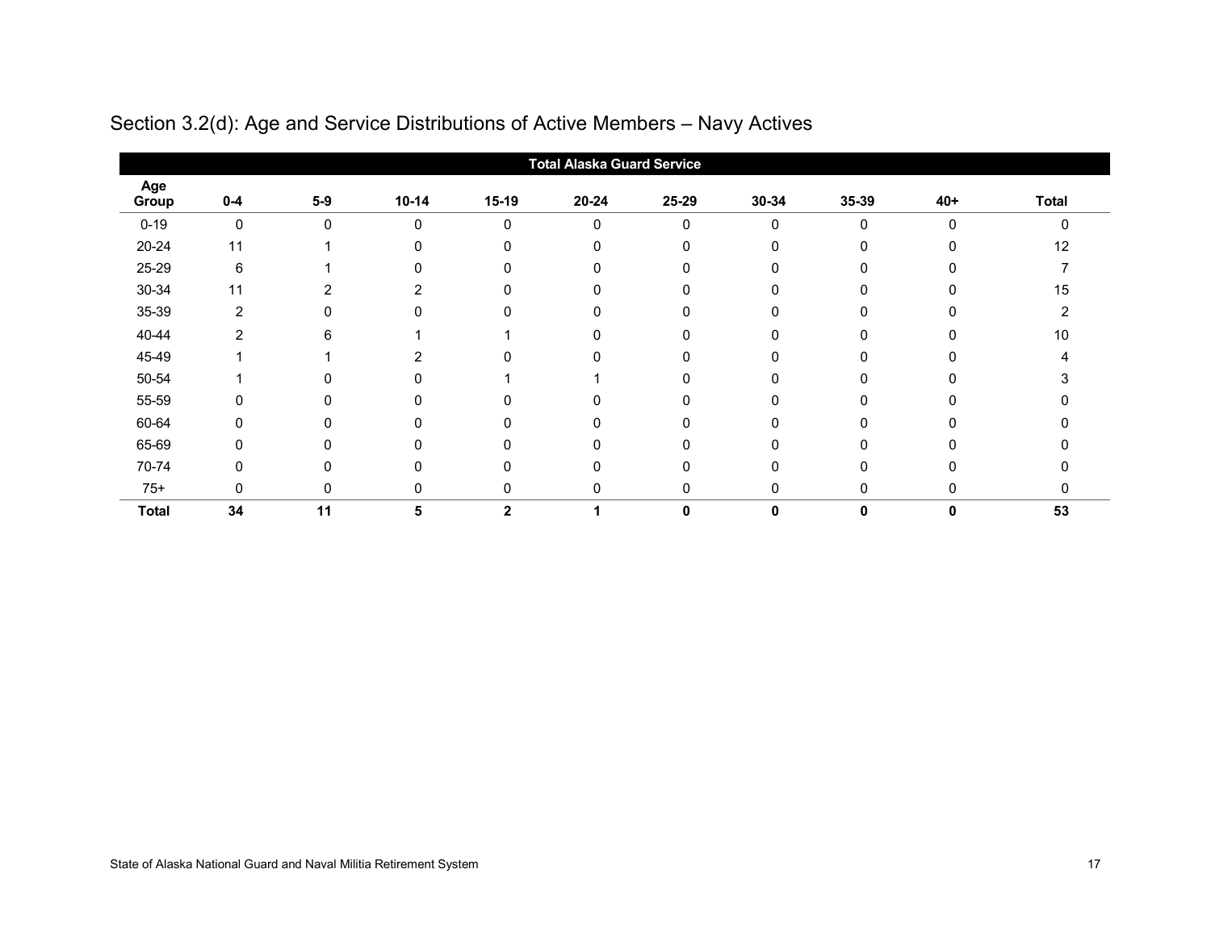## Section 3.2(d): Age and Service Distributions of Active Members – Navy Actives

| | Total Alaska Guard Service | | | | | | | | | |
|---|---|---|---|---|---|---|---|---|---|---|
| **Age Group** | **0-4** | **5-9** | **10-14** | **15-19** | **20-24** | **25-29** | **30-34** | **35-39** | **40+** | **Total** |
| 0-19 | 0 | 0 | 0 | 0 | 0 | 0 | 0 | 0 | 0 | 0 |
| 20-24 | 11 | 1 | 0 | 0 | 0 | 0 | 0 | 0 | 0 | 12 |
| 25-29 | 6 | 1 | 0 | 0 | 0 | 0 | 0 | 0 | 0 | 7 |
| 30-34 | 11 | 2 | 2 | 0 | 0 | 0 | 0 | 0 | 0 | 15 |
| 35-39 | 2 | 0 | 0 | 0 | 0 | 0 | 0 | 0 | 0 | 2 |
| 40-44 | 2 | 6 | 1 | 1 | 0 | 0 | 0 | 0 | 0 | 10 |
| 45-49 | 1 | 1 | 2 | 0 | 0 | 0 | 0 | 0 | 0 | 4 |
| 50-54 | 1 | 0 | 0 | 1 | 1 | 0 | 0 | 0 | 0 | 3 |
| 55-59 | 0 | 0 | 0 | 0 | 0 | 0 | 0 | 0 | 0 | 0 |
| 60-64 | 0 | 0 | 0 | 0 | 0 | 0 | 0 | 0 | 0 | 0 |
| 65-69 | 0 | 0 | 0 | 0 | 0 | 0 | 0 | 0 | 0 | 0 |
| 70-74 | 0 | 0 | 0 | 0 | 0 | 0 | 0 | 0 | 0 | 0 |
| 75+ | 0 | 0 | 0 | 0 | 0 | 0 | 0 | 0 | 0 | 0 |
| **Total** | **34** | **11** | **5** | **2** | **1** | **0** | **0** | **0** | **0** | **53** |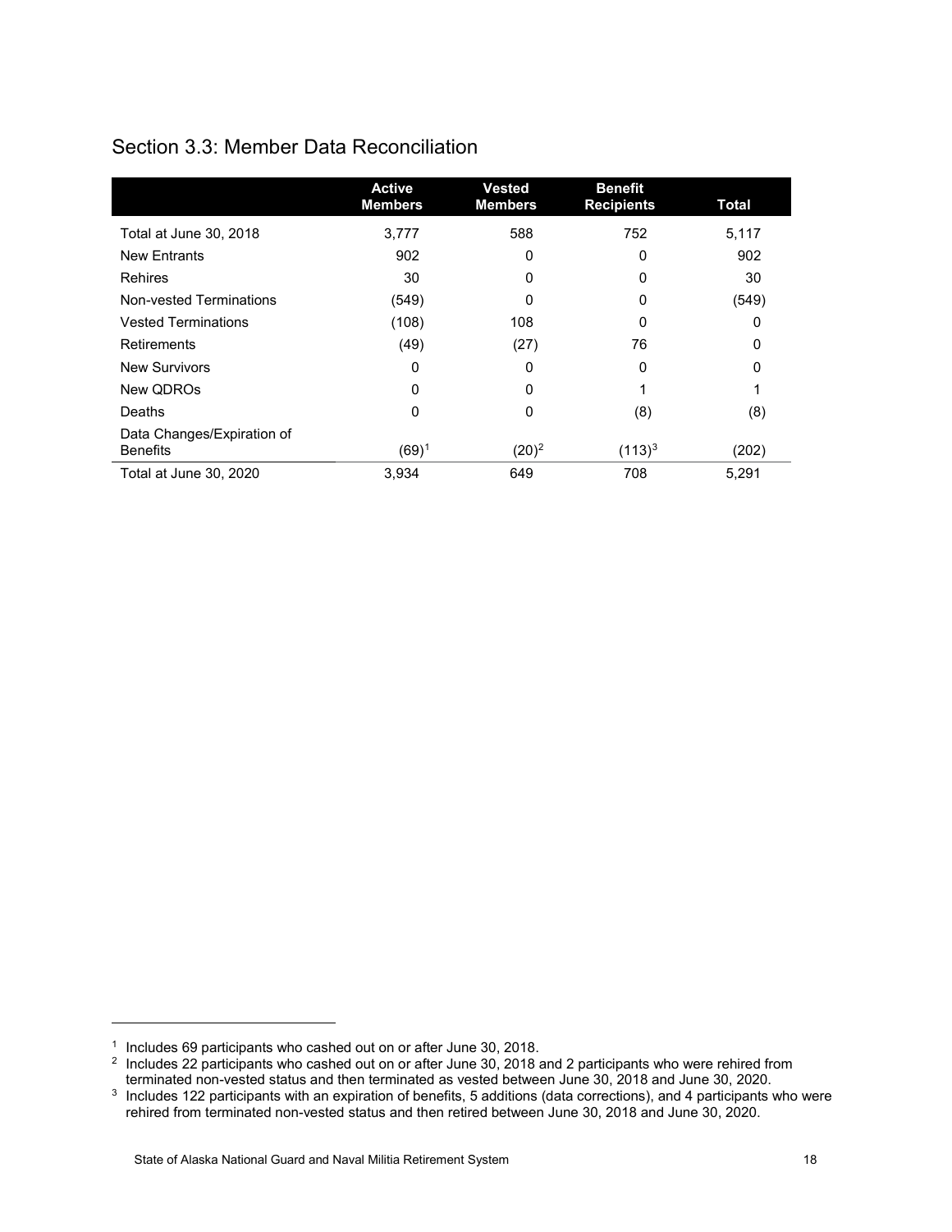## Section 3.3: Member Data Reconciliation

| | Active Members | Vested Members | Benefit Recipients | Total |
|---|---|---|---|---|
| Total at June 30, 2018 | 3,777 | 588 | 752 | 5,117 |
| New Entrants | 902 | 0 | 0 | 902 |
| Rehires | 30 | 0 | 0 | 30 |
| Non-vested Terminations | (549) | 0 | 0 | (549) |
| Vested Terminations | (108) | 108 | 0 | 0 |
| Retirements | (49) | (27) | 76 | 0 |
| New Survivors | 0 | 0 | 0 | 0 |
| New QDROs | 0 | 0 | 1 | 1 |
| Deaths | 0 | 0 | (8) | (8) |
| Data Changes/Expiration of Benefits | (69)[1] | (20)[2] | (113)[3] | (202) |
| Total at June 30, 2020 | 3,934 | 649 | 708 | 5,291 |

[1] Includes 69 participants who cashed out on or after June 30, 2018.

[2] Includes 22 participants who cashed out on or after June 30, 2018 and 2 participants who were rehired from terminated non-vested status and then terminated as vested between June 30, 2018 and June 30, 2020.

[3] Includes 122 participants with an expiration of benefits, 5 additions (data corrections), and 4 participants who were rehired from terminated non-vested status and then retired between June 30, 2018 and June 30, 2020.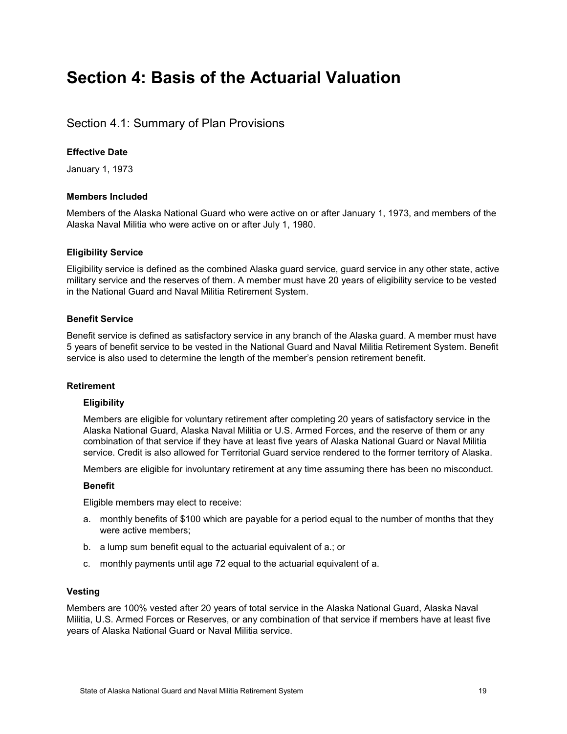# Section 4: Basis of the Actuarial Valuation

## Section 4.1: Summary of Plan Provisions

**Effective Date**

January 1, 1973

**Members Included**

Members of the Alaska National Guard who were active on or after January 1, 1973, and members of the Alaska Naval Militia who were active on or after July 1, 1980.

**Eligibility Service**

Eligibility service is defined as the combined Alaska guard service, guard service in any other state, active military service and the reserves of them. A member must have 20 years of eligibility service to be vested in the National Guard and Naval Militia Retirement System.

**Benefit Service**

Benefit service is defined as satisfactory service in any branch of the Alaska guard. A member must have 5 years of benefit service to be vested in the National Guard and Naval Militia Retirement System. Benefit service is also used to determine the length of the member's pension retirement benefit.

**Retirement**

**Eligibility**

Members are eligible for voluntary retirement after completing 20 years of satisfactory service in the Alaska National Guard, Alaska Naval Militia or U.S. Armed Forces, and the reserve of them or any combination of that service if they have at least five years of Alaska National Guard or Naval Militia service. Credit is also allowed for Territorial Guard service rendered to the former territory of Alaska.

Members are eligible for involuntary retirement at any time assuming there has been no misconduct.

**Benefit**

Eligible members may elect to receive:

a. monthly benefits of $100 which are payable for a period equal to the number of months that they were active members;

b. a lump sum benefit equal to the actuarial equivalent of a.; or

c. monthly payments until age 72 equal to the actuarial equivalent of a.

**Vesting**

Members are 100% vested after 20 years of total service in the Alaska National Guard, Alaska Naval Militia, U.S. Armed Forces or Reserves, or any combination of that service if members have at least five years of Alaska National Guard or Naval Militia service.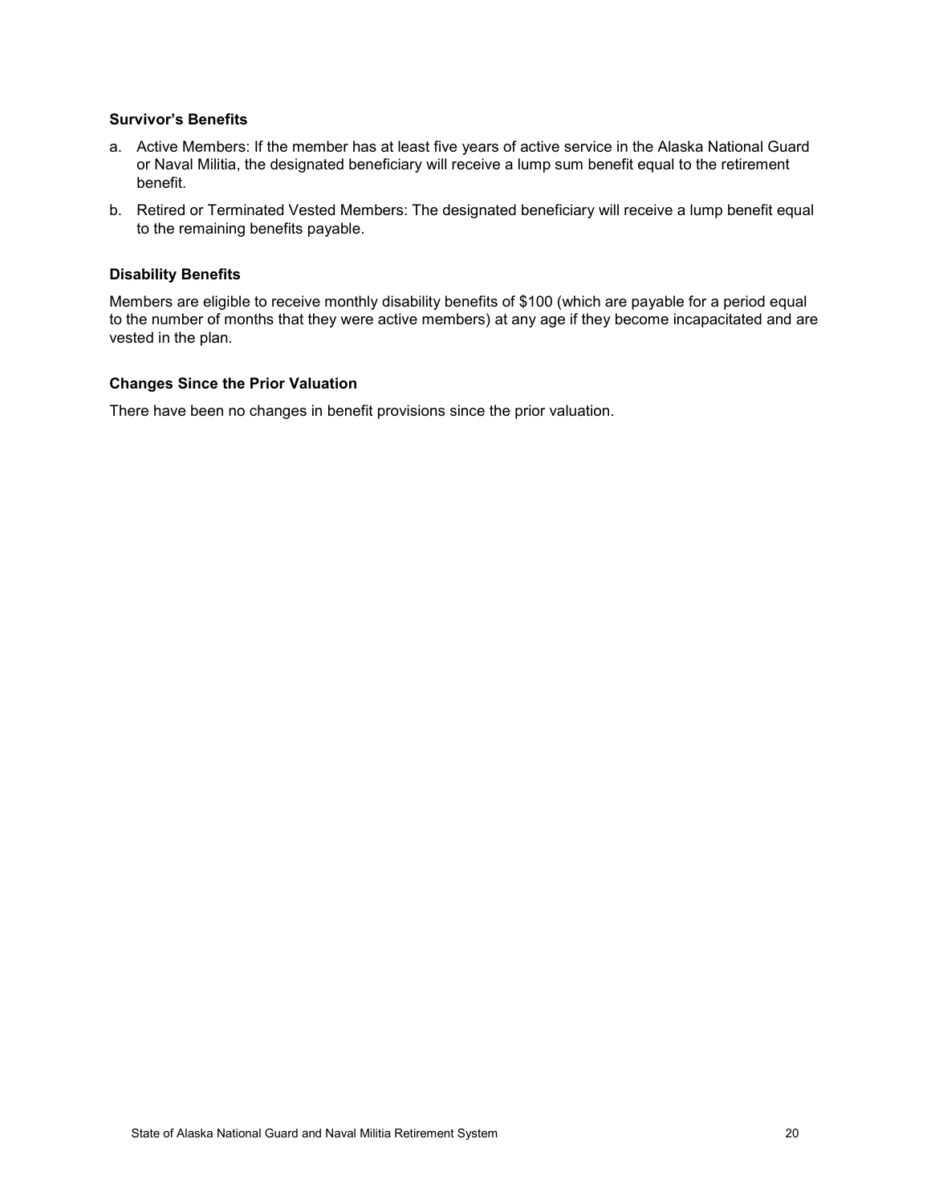### Survivor's Benefits

a. Active Members: If the member has at least five years of active service in the Alaska National Guard or Naval Militia, the designated beneficiary will receive a lump sum benefit equal to the retirement benefit.

b. Retired or Terminated Vested Members: The designated beneficiary will receive a lump benefit equal to the remaining benefits payable.

### Disability Benefits

Members are eligible to receive monthly disability benefits of $100 (which are payable for a period equal to the number of months that they were active members) at any age if they become incapacitated and are vested in the plan.

### Changes Since the Prior Valuation

There have been no changes in benefit provisions since the prior valuation.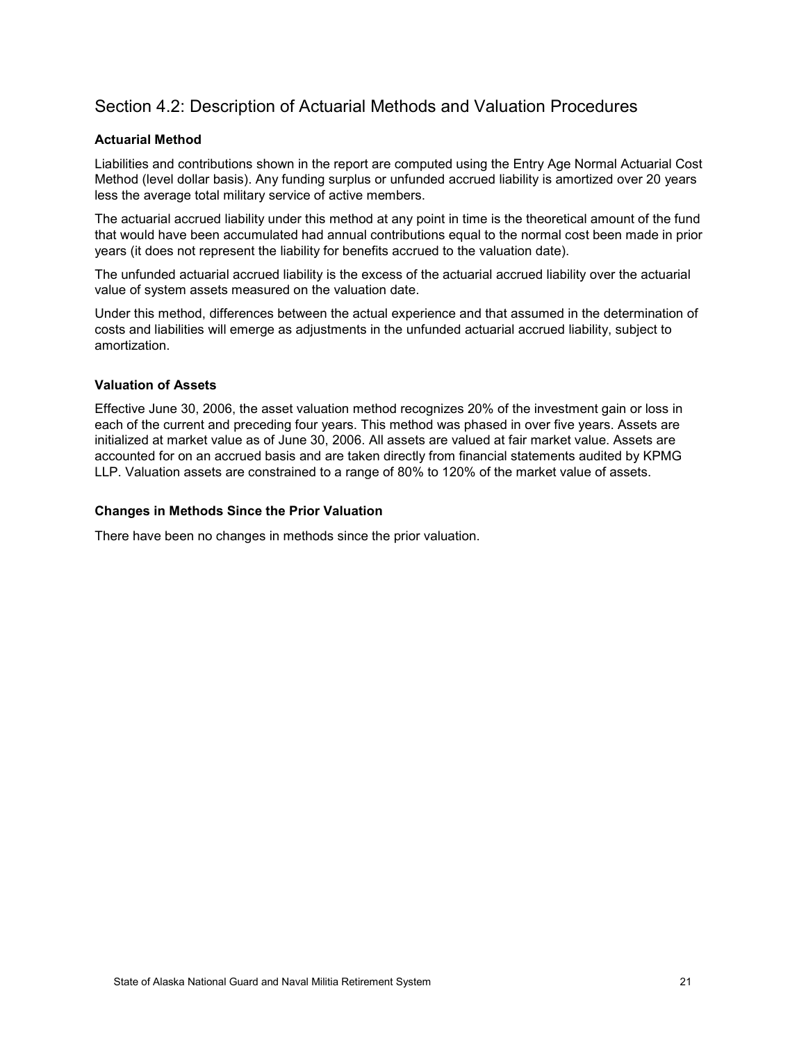## Section 4.2: Description of Actuarial Methods and Valuation Procedures

### Actuarial Method

Liabilities and contributions shown in the report are computed using the Entry Age Normal Actuarial Cost Method (level dollar basis). Any funding surplus or unfunded accrued liability is amortized over 20 years less the average total military service of active members.

The actuarial accrued liability under this method at any point in time is the theoretical amount of the fund that would have been accumulated had annual contributions equal to the normal cost been made in prior years (it does not represent the liability for benefits accrued to the valuation date).

The unfunded actuarial accrued liability is the excess of the actuarial accrued liability over the actuarial value of system assets measured on the valuation date.

Under this method, differences between the actual experience and that assumed in the determination of costs and liabilities will emerge as adjustments in the unfunded actuarial accrued liability, subject to amortization.

### Valuation of Assets

Effective June 30, 2006, the asset valuation method recognizes 20% of the investment gain or loss in each of the current and preceding four years. This method was phased in over five years. Assets are initialized at market value as of June 30, 2006. All assets are valued at fair market value. Assets are accounted for on an accrued basis and are taken directly from financial statements audited by KPMG LLP. Valuation assets are constrained to a range of 80% to 120% of the market value of assets.

### Changes in Methods Since the Prior Valuation

There have been no changes in methods since the prior valuation.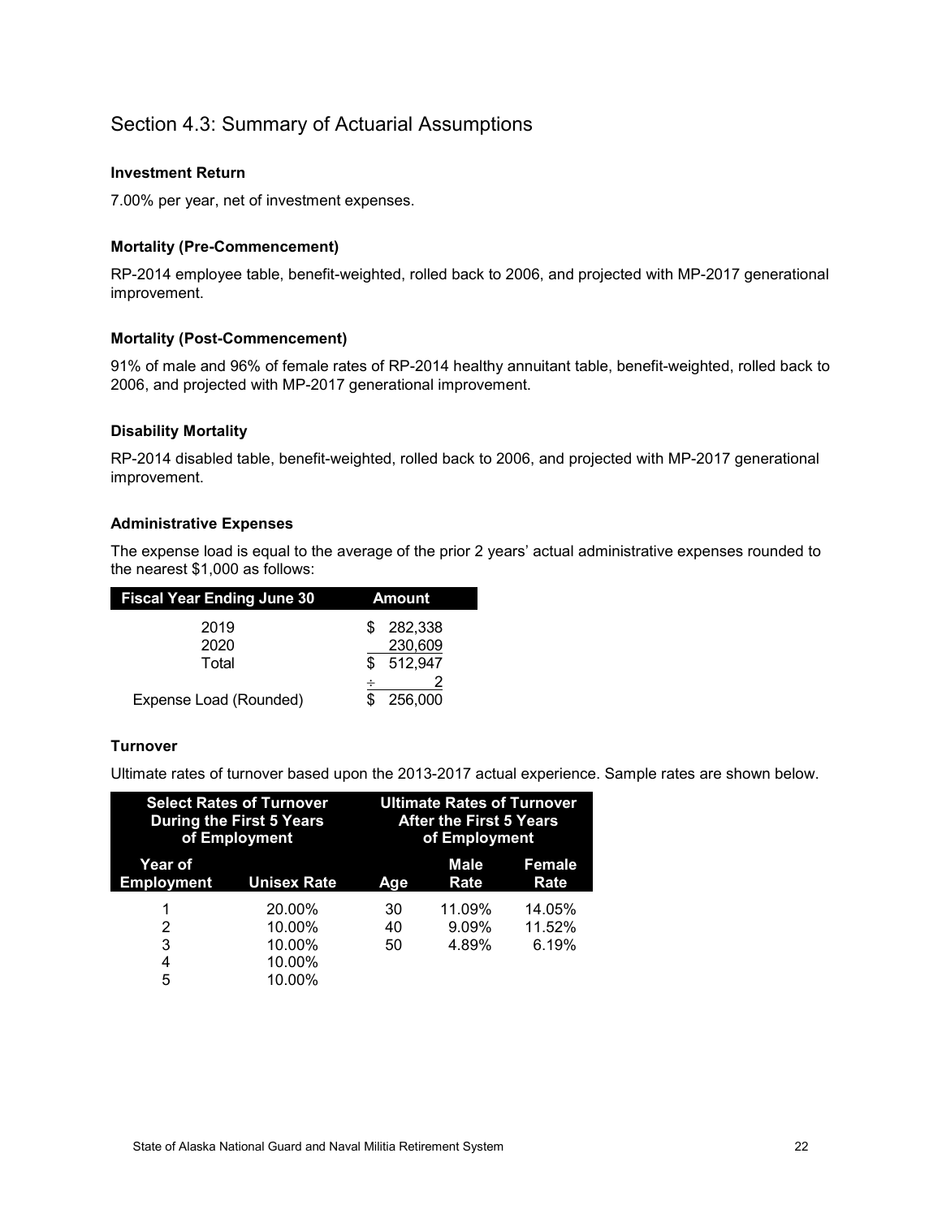## Section 4.3: Summary of Actuarial Assumptions

**Investment Return**

7.00% per year, net of investment expenses.

**Mortality (Pre-Commencement)**

RP-2014 employee table, benefit-weighted, rolled back to 2006, and projected with MP-2017 generational improvement.

**Mortality (Post-Commencement)**

91% of male and 96% of female rates of RP-2014 healthy annuitant table, benefit-weighted, rolled back to 2006, and projected with MP-2017 generational improvement.

**Disability Mortality**

RP-2014 disabled table, benefit-weighted, rolled back to 2006, and projected with MP-2017 generational improvement.

**Administrative Expenses**

The expense load is equal to the average of the prior 2 years' actual administrative expenses rounded to the nearest $1,000 as follows:

| Fiscal Year Ending June 30 | Amount |
|---|---|
| 2019 | $ 282,338 |
| 2020 | 230,609 |
| Total | $ 512,947 |
| | ÷ 2 |
| Expense Load (Rounded) | $ 256,000 |

**Turnover**

Ultimate rates of turnover based upon the 2013-2017 actual experience. Sample rates are shown below.

| Select Rates of Turnover During the First 5 Years of Employment | | Ultimate Rates of Turnover After the First 5 Years of Employment | | |
|---|---|---|---|---|
| Year of Employment | Unisex Rate | Age | Male Rate | Female Rate |
| 1 | 20.00% | 30 | 11.09% | 14.05% |
| 2 | 10.00% | 40 | 9.09% | 11.52% |
| 3 | 10.00% | 50 | 4.89% | 6.19% |
| 4 | 10.00% | | | |
| 5 | 10.00% | | | |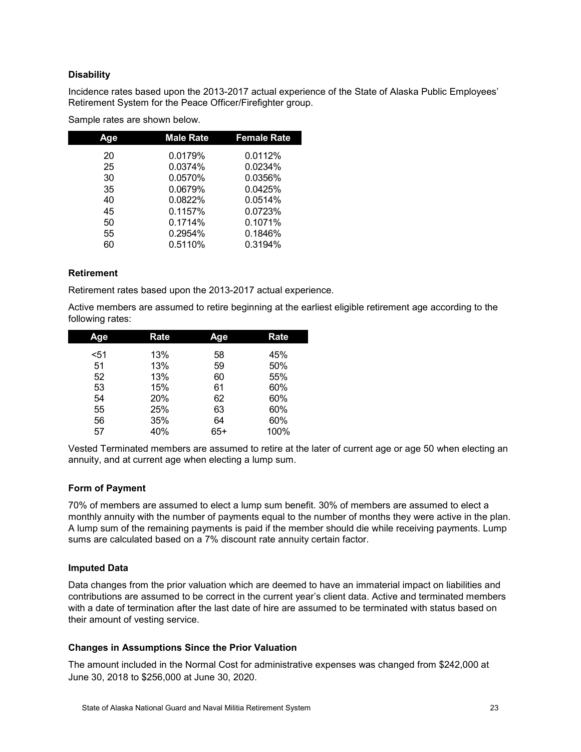### Disability

Incidence rates based upon the 2013-2017 actual experience of the State of Alaska Public Employees' Retirement System for the Peace Officer/Firefighter group.

Sample rates are shown below.

| Age | Male Rate | Female Rate |
|---|---|---|
| 20 | 0.0179% | 0.0112% |
| 25 | 0.0374% | 0.0234% |
| 30 | 0.0570% | 0.0356% |
| 35 | 0.0679% | 0.0425% |
| 40 | 0.0822% | 0.0514% |
| 45 | 0.1157% | 0.0723% |
| 50 | 0.1714% | 0.1071% |
| 55 | 0.2954% | 0.1846% |
| 60 | 0.5110% | 0.3194% |

### Retirement

Retirement rates based upon the 2013-2017 actual experience.

Active members are assumed to retire beginning at the earliest eligible retirement age according to the following rates:

| Age | Rate | Age | Rate |
|---|---|---|---|
| <51 | 13% | 58 | 45% |
| 51 | 13% | 59 | 50% |
| 52 | 13% | 60 | 55% |
| 53 | 15% | 61 | 60% |
| 54 | 20% | 62 | 60% |
| 55 | 25% | 63 | 60% |
| 56 | 35% | 64 | 60% |
| 57 | 40% | 65+ | 100% |

Vested Terminated members are assumed to retire at the later of current age or age 50 when electing an annuity, and at current age when electing a lump sum.

### Form of Payment

70% of members are assumed to elect a lump sum benefit. 30% of members are assumed to elect a monthly annuity with the number of payments equal to the number of months they were active in the plan. A lump sum of the remaining payments is paid if the member should die while receiving payments. Lump sums are calculated based on a 7% discount rate annuity certain factor.

### Imputed Data

Data changes from the prior valuation which are deemed to have an immaterial impact on liabilities and contributions are assumed to be correct in the current year's client data. Active and terminated members with a date of termination after the last date of hire are assumed to be terminated with status based on their amount of vesting service.

### Changes in Assumptions Since the Prior Valuation

The amount included in the Normal Cost for administrative expenses was changed from $242,000 at June 30, 2018 to $256,000 at June 30, 2020.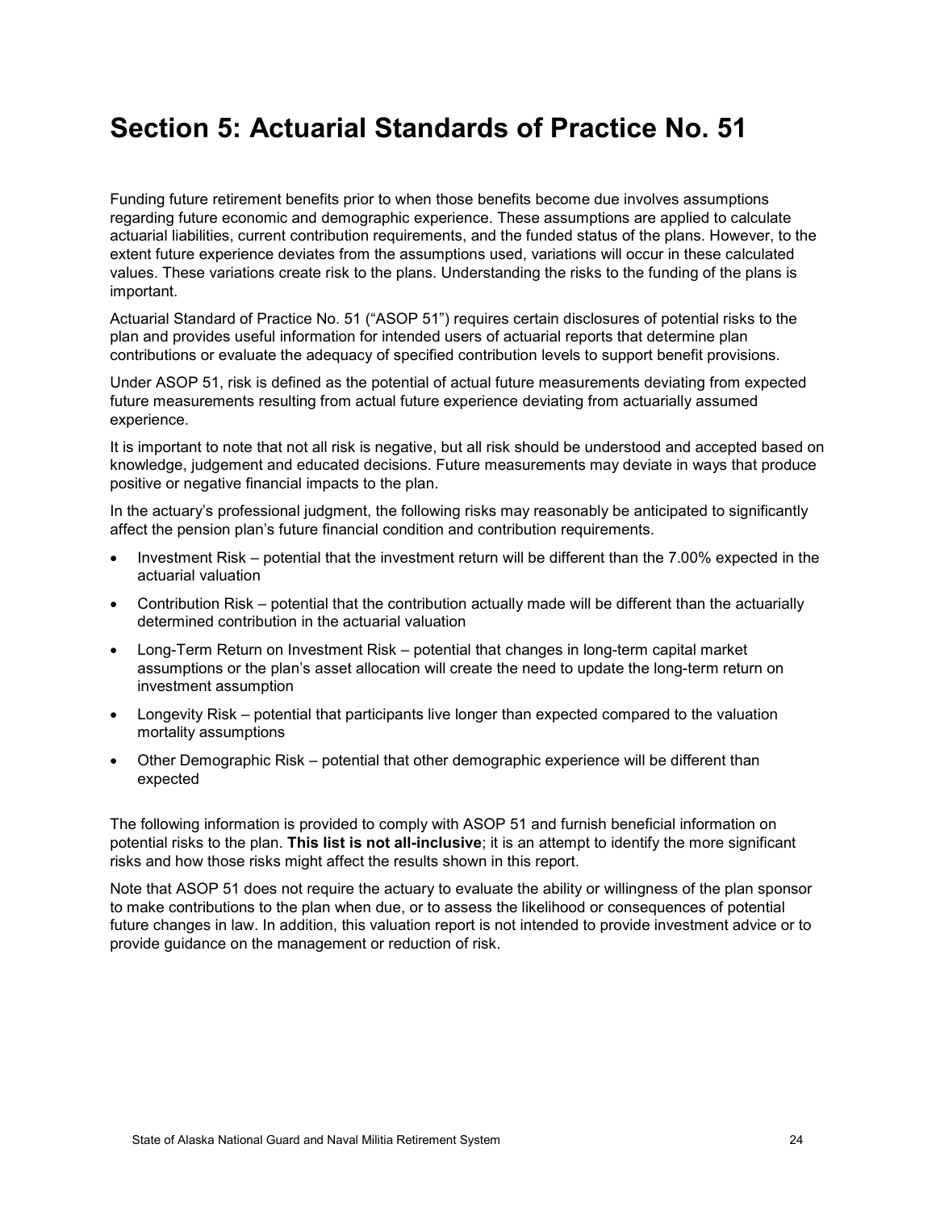# Section 5: Actuarial Standards of Practice No. 51

Funding future retirement benefits prior to when those benefits become due involves assumptions regarding future economic and demographic experience. These assumptions are applied to calculate actuarial liabilities, current contribution requirements, and the funded status of the plans. However, to the extent future experience deviates from the assumptions used, variations will occur in these calculated values. These variations create risk to the plans. Understanding the risks to the funding of the plans is important.

Actuarial Standard of Practice No. 51 ("ASOP 51") requires certain disclosures of potential risks to the plan and provides useful information for intended users of actuarial reports that determine plan contributions or evaluate the adequacy of specified contribution levels to support benefit provisions.

Under ASOP 51, risk is defined as the potential of actual future measurements deviating from expected future measurements resulting from actual future experience deviating from actuarially assumed experience.

It is important to note that not all risk is negative, but all risk should be understood and accepted based on knowledge, judgement and educated decisions. Future measurements may deviate in ways that produce positive or negative financial impacts to the plan.

In the actuary's professional judgment, the following risks may reasonably be anticipated to significantly affect the pension plan's future financial condition and contribution requirements.

- Investment Risk – potential that the investment return will be different than the 7.00% expected in the actuarial valuation
- Contribution Risk – potential that the contribution actually made will be different than the actuarially determined contribution in the actuarial valuation
- Long-Term Return on Investment Risk – potential that changes in long-term capital market assumptions or the plan's asset allocation will create the need to update the long-term return on investment assumption
- Longevity Risk – potential that participants live longer than expected compared to the valuation mortality assumptions
- Other Demographic Risk – potential that other demographic experience will be different than expected

The following information is provided to comply with ASOP 51 and furnish beneficial information on potential risks to the plan. **This list is not all-inclusive**; it is an attempt to identify the more significant risks and how those risks might affect the results shown in this report.

Note that ASOP 51 does not require the actuary to evaluate the ability or willingness of the plan sponsor to make contributions to the plan when due, or to assess the likelihood or consequences of potential future changes in law. In addition, this valuation report is not intended to provide investment advice or to provide guidance on the management or reduction of risk.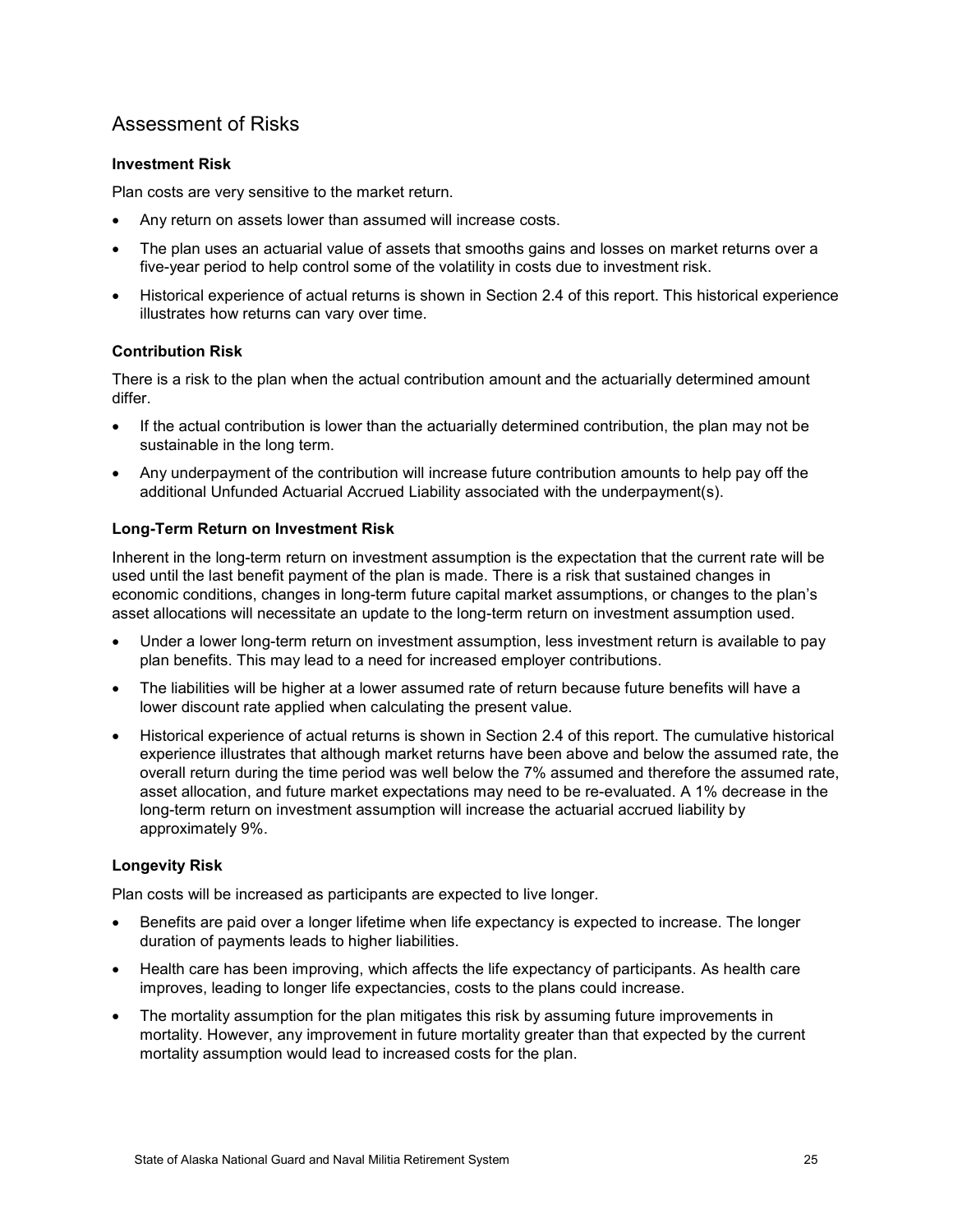## Assessment of Risks

### Investment Risk

Plan costs are very sensitive to the market return.

- Any return on assets lower than assumed will increase costs.
- The plan uses an actuarial value of assets that smooths gains and losses on market returns over a five-year period to help control some of the volatility in costs due to investment risk.
- Historical experience of actual returns is shown in Section 2.4 of this report. This historical experience illustrates how returns can vary over time.

### Contribution Risk

There is a risk to the plan when the actual contribution amount and the actuarially determined amount differ.

- If the actual contribution is lower than the actuarially determined contribution, the plan may not be sustainable in the long term.
- Any underpayment of the contribution will increase future contribution amounts to help pay off the additional Unfunded Actuarial Accrued Liability associated with the underpayment(s).

### Long-Term Return on Investment Risk

Inherent in the long-term return on investment assumption is the expectation that the current rate will be used until the last benefit payment of the plan is made. There is a risk that sustained changes in economic conditions, changes in long-term future capital market assumptions, or changes to the plan's asset allocations will necessitate an update to the long-term return on investment assumption used.

- Under a lower long-term return on investment assumption, less investment return is available to pay plan benefits. This may lead to a need for increased employer contributions.
- The liabilities will be higher at a lower assumed rate of return because future benefits will have a lower discount rate applied when calculating the present value.
- Historical experience of actual returns is shown in Section 2.4 of this report. The cumulative historical experience illustrates that although market returns have been above and below the assumed rate, the overall return during the time period was well below the 7% assumed and therefore the assumed rate, asset allocation, and future market expectations may need to be re-evaluated. A 1% decrease in the long-term return on investment assumption will increase the actuarial accrued liability by approximately 9%.

### Longevity Risk

Plan costs will be increased as participants are expected to live longer.

- Benefits are paid over a longer lifetime when life expectancy is expected to increase. The longer duration of payments leads to higher liabilities.
- Health care has been improving, which affects the life expectancy of participants. As health care improves, leading to longer life expectancies, costs to the plans could increase.
- The mortality assumption for the plan mitigates this risk by assuming future improvements in mortality. However, any improvement in future mortality greater than that expected by the current mortality assumption would lead to increased costs for the plan.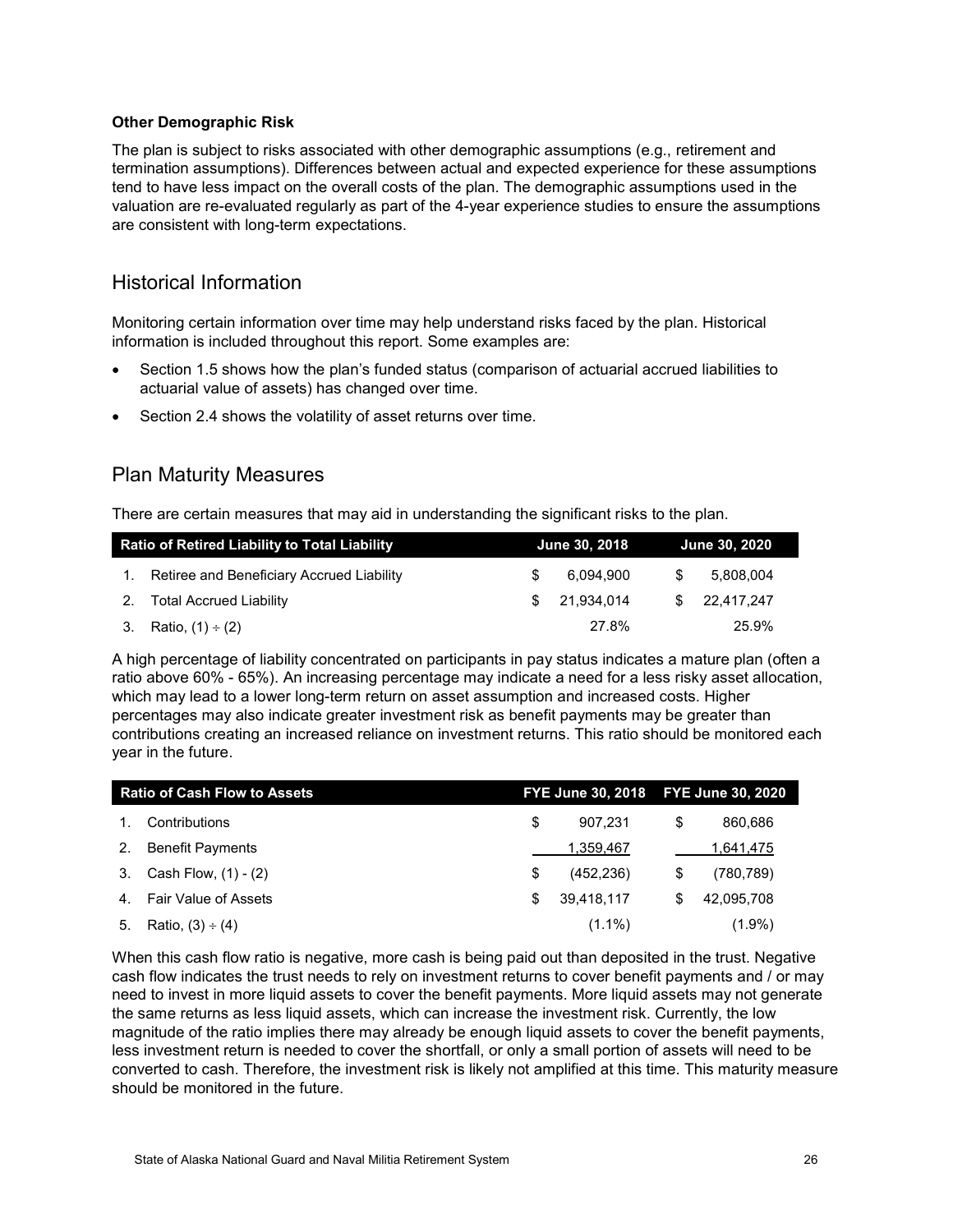**Other Demographic Risk**

The plan is subject to risks associated with other demographic assumptions (e.g., retirement and termination assumptions). Differences between actual and expected experience for these assumptions tend to have less impact on the overall costs of the plan. The demographic assumptions used in the valuation are re-evaluated regularly as part of the 4-year experience studies to ensure the assumptions are consistent with long-term expectations.

## Historical Information

Monitoring certain information over time may help understand risks faced by the plan. Historical information is included throughout this report. Some examples are:

- Section 1.5 shows how the plan's funded status (comparison of actuarial accrued liabilities to actuarial value of assets) has changed over time.
- Section 2.4 shows the volatility of asset returns over time.

## Plan Maturity Measures

There are certain measures that may aid in understanding the significant risks to the plan.

| Ratio of Retired Liability to Total Liability | June 30, 2018 | June 30, 2020 |
|---|---|---|
| 1. Retiree and Beneficiary Accrued Liability | $ 6,094,900 | $ 5,808,004 |
| 2. Total Accrued Liability | $ 21,934,014 | $ 22,417,247 |
| 3. Ratio, (1) ÷ (2) | 27.8% | 25.9% |

A high percentage of liability concentrated on participants in pay status indicates a mature plan (often a ratio above 60% - 65%). An increasing percentage may indicate a need for a less risky asset allocation, which may lead to a lower long-term return on asset assumption and increased costs. Higher percentages may also indicate greater investment risk as benefit payments may be greater than contributions creating an increased reliance on investment returns. This ratio should be monitored each year in the future.

| Ratio of Cash Flow to Assets | FYE June 30, 2018 | FYE June 30, 2020 |
|---|---|---|
| 1. Contributions | $ 907,231 | $ 860,686 |
| 2. Benefit Payments | 1,359,467 | 1,641,475 |
| 3. Cash Flow, (1) - (2) | $ (452,236) | $ (780,789) |
| 4. Fair Value of Assets | $ 39,418,117 | $ 42,095,708 |
| 5. Ratio, (3) ÷ (4) | (1.1%) | (1.9%) |

When this cash flow ratio is negative, more cash is being paid out than deposited in the trust. Negative cash flow indicates the trust needs to rely on investment returns to cover benefit payments and / or may need to invest in more liquid assets to cover the benefit payments. More liquid assets may not generate the same returns as less liquid assets, which can increase the investment risk. Currently, the low magnitude of the ratio implies there may already be enough liquid assets to cover the benefit payments, less investment return is needed to cover the shortfall, or only a small portion of assets will need to be converted to cash. Therefore, the investment risk is likely not amplified at this time. This maturity measure should be monitored in the future.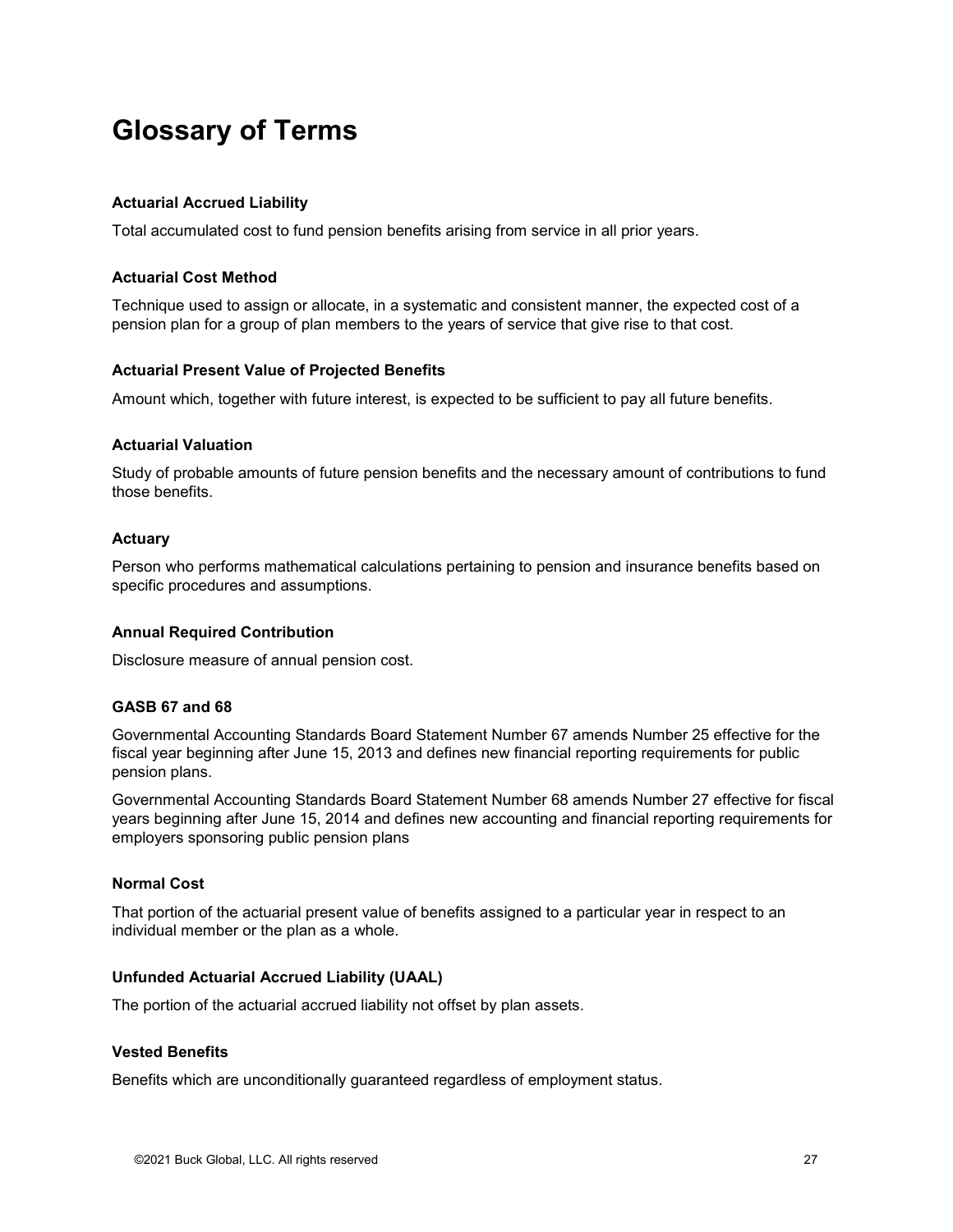# Glossary of Terms

### Actuarial Accrued Liability

Total accumulated cost to fund pension benefits arising from service in all prior years.

### Actuarial Cost Method

Technique used to assign or allocate, in a systematic and consistent manner, the expected cost of a pension plan for a group of plan members to the years of service that give rise to that cost.

### Actuarial Present Value of Projected Benefits

Amount which, together with future interest, is expected to be sufficient to pay all future benefits.

### Actuarial Valuation

Study of probable amounts of future pension benefits and the necessary amount of contributions to fund those benefits.

### Actuary

Person who performs mathematical calculations pertaining to pension and insurance benefits based on specific procedures and assumptions.

### Annual Required Contribution

Disclosure measure of annual pension cost.

### GASB 67 and 68

Governmental Accounting Standards Board Statement Number 67 amends Number 25 effective for the fiscal year beginning after June 15, 2013 and defines new financial reporting requirements for public pension plans.

Governmental Accounting Standards Board Statement Number 68 amends Number 27 effective for fiscal years beginning after June 15, 2014 and defines new accounting and financial reporting requirements for employers sponsoring public pension plans

### Normal Cost

That portion of the actuarial present value of benefits assigned to a particular year in respect to an individual member or the plan as a whole.

### Unfunded Actuarial Accrued Liability (UAAL)

The portion of the actuarial accrued liability not offset by plan assets.

### Vested Benefits

Benefits which are unconditionally guaranteed regardless of employment status.

©2021 Buck Global, LLC. All rights reserved